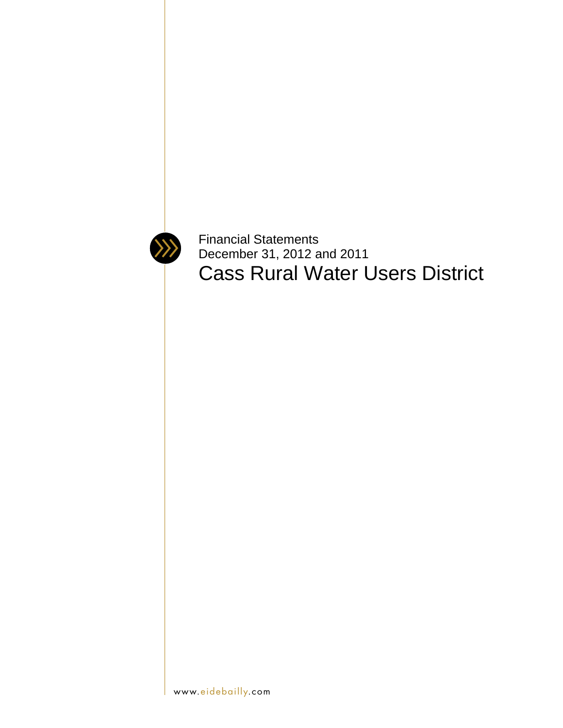Financial Statements
December 31, 2012 and 2011

# Cass Rural Water Users District

www.eidebailly.com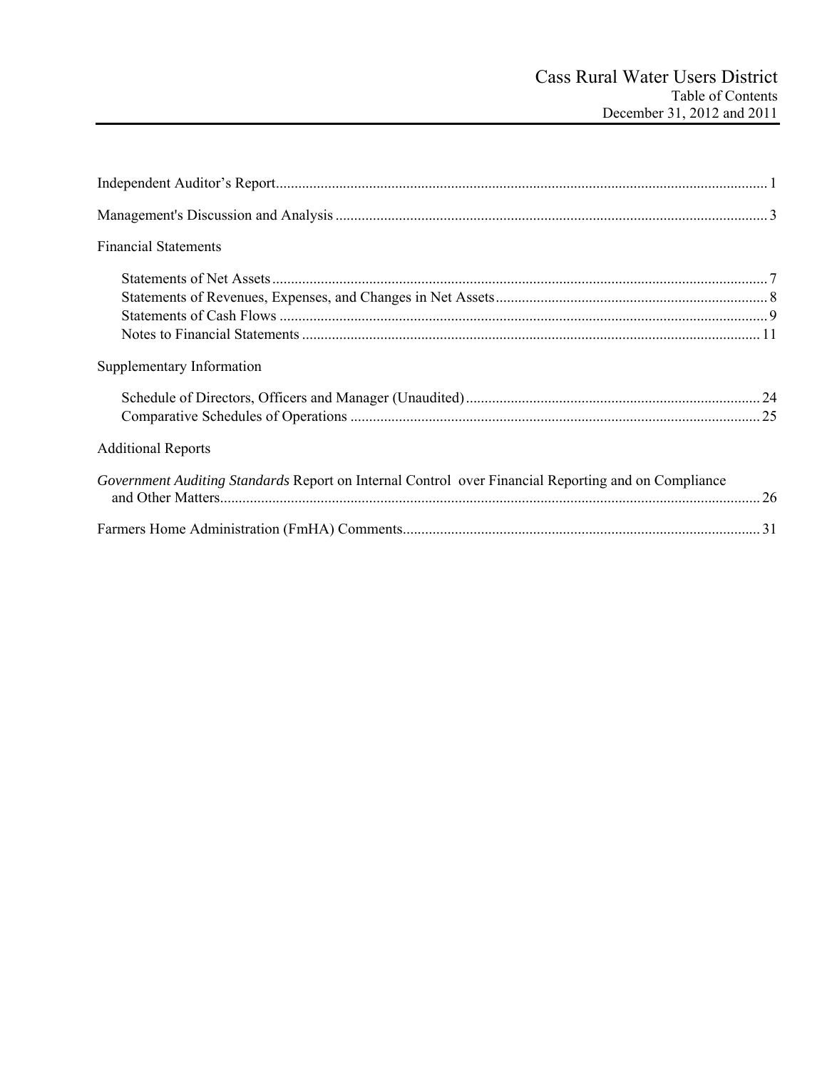# Cass Rural Water Users District
## Table of Contents
### December 31, 2012 and 2011

Independent Auditor's Report .................................................................................................................................. 1

Management's Discussion and Analysis .................................................................................................................. 3

Financial Statements

- Statements of Net Assets ................................................................................................................................... 7
- Statements of Revenues, Expenses, and Changes in Net Assets ........................................................................ 8
- Statements of Cash Flows ................................................................................................................................. 9
- Notes to Financial Statements ......................................................................................................................... 11

Supplementary Information

- Schedule of Directors, Officers and Manager (Unaudited) .............................................................................. 24
- Comparative Schedules of Operations ............................................................................................................ 25

Additional Reports

*Government Auditing Standards* Report on Internal Control over Financial Reporting and on Compliance and Other Matters ............................................................................................................................................... 26

Farmers Home Administration (FmHA) Comments ............................................................................................... 31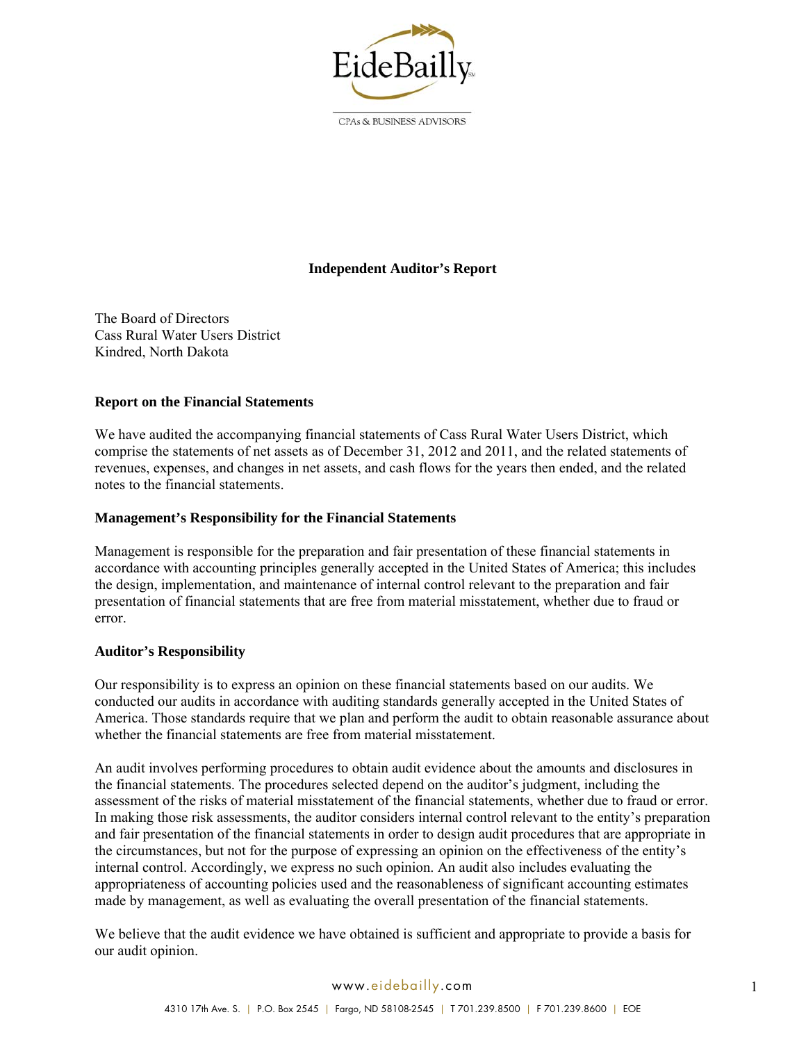# Independent Auditor's Report

The Board of Directors
Cass Rural Water Users District
Kindred, North Dakota

## Report on the Financial Statements

We have audited the accompanying financial statements of Cass Rural Water Users District, which comprise the statements of net assets as of December 31, 2012 and 2011, and the related statements of revenues, expenses, and changes in net assets, and cash flows for the years then ended, and the related notes to the financial statements.

## Management's Responsibility for the Financial Statements

Management is responsible for the preparation and fair presentation of these financial statements in accordance with accounting principles generally accepted in the United States of America; this includes the design, implementation, and maintenance of internal control relevant to the preparation and fair presentation of financial statements that are free from material misstatement, whether due to fraud or error.

## Auditor's Responsibility

Our responsibility is to express an opinion on these financial statements based on our audits. We conducted our audits in accordance with auditing standards generally accepted in the United States of America. Those standards require that we plan and perform the audit to obtain reasonable assurance about whether the financial statements are free from material misstatement.

An audit involves performing procedures to obtain audit evidence about the amounts and disclosures in the financial statements. The procedures selected depend on the auditor's judgment, including the assessment of the risks of material misstatement of the financial statements, whether due to fraud or error. In making those risk assessments, the auditor considers internal control relevant to the entity's preparation and fair presentation of the financial statements in order to design audit procedures that are appropriate in the circumstances, but not for the purpose of expressing an opinion on the effectiveness of the entity's internal control. Accordingly, we express no such opinion. An audit also includes evaluating the appropriateness of accounting policies used and the reasonableness of significant accounting estimates made by management, as well as evaluating the overall presentation of the financial statements.

We believe that the audit evidence we have obtained is sufficient and appropriate to provide a basis for our audit opinion.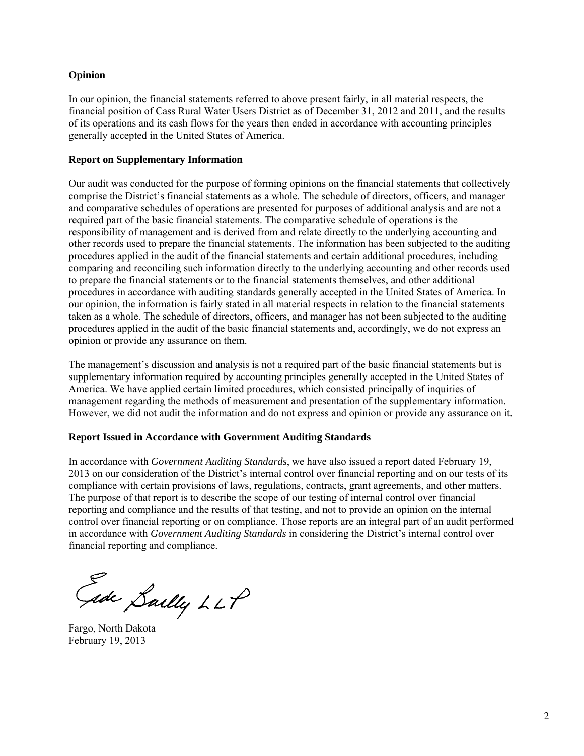### Opinion

In our opinion, the financial statements referred to above present fairly, in all material respects, the financial position of Cass Rural Water Users District as of December 31, 2012 and 2011, and the results of its operations and its cash flows for the years then ended in accordance with accounting principles generally accepted in the United States of America.

### Report on Supplementary Information

Our audit was conducted for the purpose of forming opinions on the financial statements that collectively comprise the District's financial statements as a whole. The schedule of directors, officers, and manager and comparative schedules of operations are presented for purposes of additional analysis and are not a required part of the basic financial statements. The comparative schedule of operations is the responsibility of management and is derived from and relate directly to the underlying accounting and other records used to prepare the financial statements. The information has been subjected to the auditing procedures applied in the audit of the financial statements and certain additional procedures, including comparing and reconciling such information directly to the underlying accounting and other records used to prepare the financial statements or to the financial statements themselves, and other additional procedures in accordance with auditing standards generally accepted in the United States of America. In our opinion, the information is fairly stated in all material respects in relation to the financial statements taken as a whole. The schedule of directors, officers, and manager has not been subjected to the auditing procedures applied in the audit of the basic financial statements and, accordingly, we do not express an opinion or provide any assurance on them.

The management's discussion and analysis is not a required part of the basic financial statements but is supplementary information required by accounting principles generally accepted in the United States of America. We have applied certain limited procedures, which consisted principally of inquiries of management regarding the methods of measurement and presentation of the supplementary information. However, we did not audit the information and do not express and opinion or provide any assurance on it.

### Report Issued in Accordance with Government Auditing Standards

In accordance with *Government Auditing Standards*, we have also issued a report dated February 19, 2013 on our consideration of the District's internal control over financial reporting and on our tests of its compliance with certain provisions of laws, regulations, contracts, grant agreements, and other matters. The purpose of that report is to describe the scope of our testing of internal control over financial reporting and compliance and the results of that testing, and not to provide an opinion on the internal control over financial reporting or on compliance. Those reports are an integral part of an audit performed in accordance with *Government Auditing Standards* in considering the District's internal control over financial reporting and compliance.

Eide Bailly LLP

Fargo, North Dakota
February 19, 2013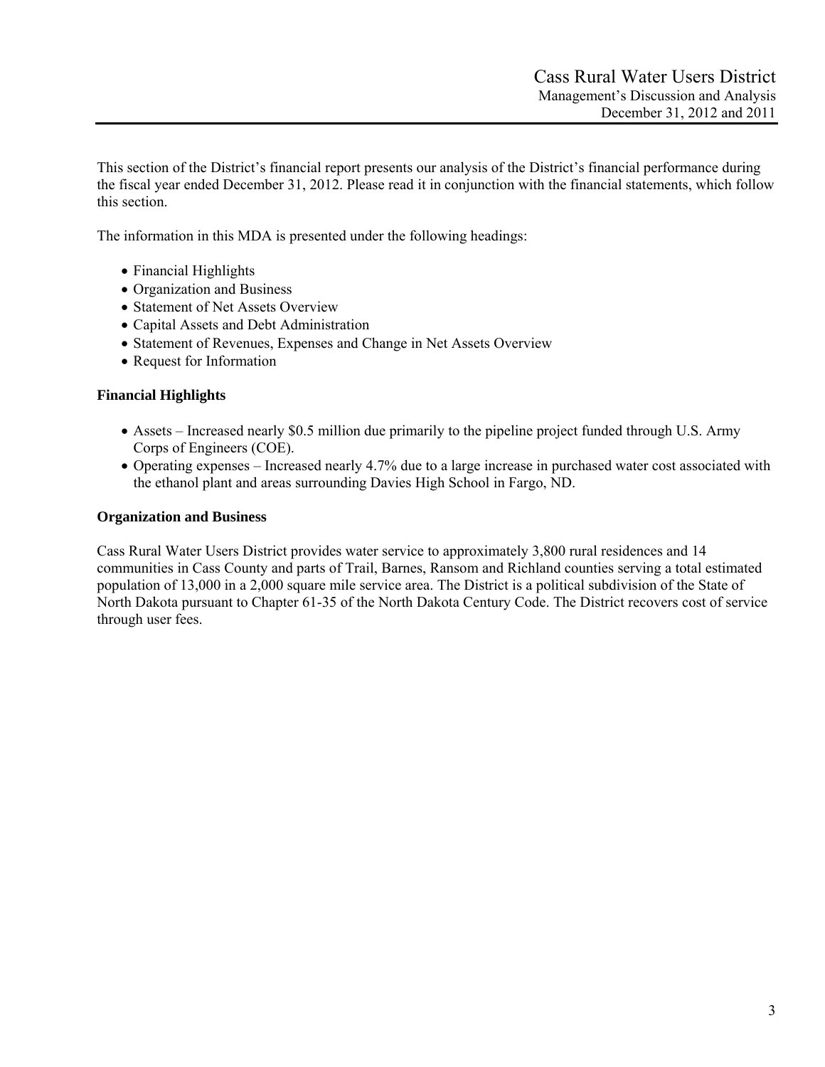This section of the District's financial report presents our analysis of the District's financial performance during the fiscal year ended December 31, 2012. Please read it in conjunction with the financial statements, which follow this section.

The information in this MDA is presented under the following headings:

- Financial Highlights
- Organization and Business
- Statement of Net Assets Overview
- Capital Assets and Debt Administration
- Statement of Revenues, Expenses and Change in Net Assets Overview
- Request for Information

**Financial Highlights**

- Assets – Increased nearly $0.5 million due primarily to the pipeline project funded through U.S. Army Corps of Engineers (COE).
- Operating expenses – Increased nearly 4.7% due to a large increase in purchased water cost associated with the ethanol plant and areas surrounding Davies High School in Fargo, ND.

**Organization and Business**

Cass Rural Water Users District provides water service to approximately 3,800 rural residences and 14 communities in Cass County and parts of Trail, Barnes, Ransom and Richland counties serving a total estimated population of 13,000 in a 2,000 square mile service area. The District is a political subdivision of the State of North Dakota pursuant to Chapter 61-35 of the North Dakota Century Code. The District recovers cost of service through user fees.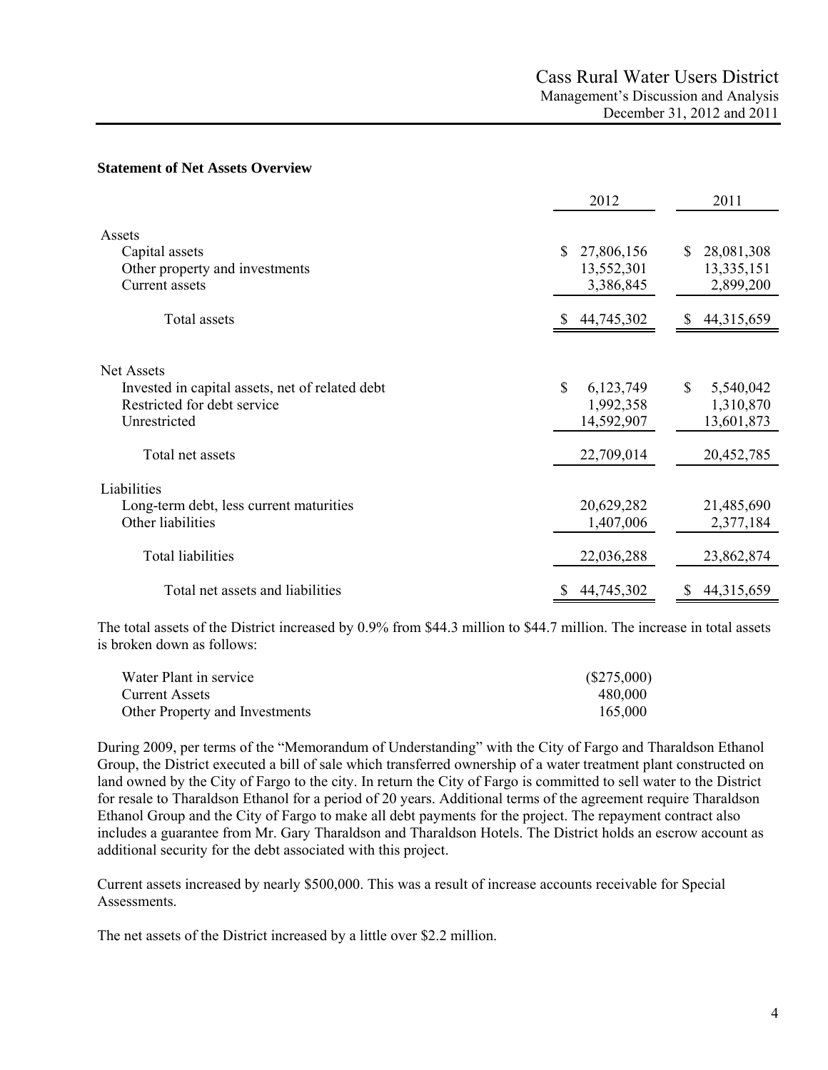**Statement of Net Assets Overview**

| | 2012 | 2011 |
|---|---|---|
| Assets | | |
| Capital assets | $ 27,806,156 | $ 28,081,308 |
| Other property and investments | 13,552,301 | 13,335,151 |
| Current assets | 3,386,845 | 2,899,200 |
| Total assets | $ 44,745,302 | $ 44,315,659 |
| Net Assets | | |
| Invested in capital assets, net of related debt | $ 6,123,749 | $ 5,540,042 |
| Restricted for debt service | 1,992,358 | 1,310,870 |
| Unrestricted | 14,592,907 | 13,601,873 |
| Total net assets | 22,709,014 | 20,452,785 |
| Liabilities | | |
| Long-term debt, less current maturities | 20,629,282 | 21,485,690 |
| Other liabilities | 1,407,006 | 2,377,184 |
| Total liabilities | 22,036,288 | 23,862,874 |
| Total net assets and liabilities | $ 44,745,302 | $ 44,315,659 |

The total assets of the District increased by 0.9% from $44.3 million to $44.7 million. The increase in total assets is broken down as follows:

| | |
|---|---|
| Water Plant in service | ($275,000) |
| Current Assets | 480,000 |
| Other Property and Investments | 165,000 |

During 2009, per terms of the "Memorandum of Understanding" with the City of Fargo and Tharaldson Ethanol Group, the District executed a bill of sale which transferred ownership of a water treatment plant constructed on land owned by the City of Fargo to the city. In return the City of Fargo is committed to sell water to the District for resale to Tharaldson Ethanol for a period of 20 years. Additional terms of the agreement require Tharaldson Ethanol Group and the City of Fargo to make all debt payments for the project. The repayment contract also includes a guarantee from Mr. Gary Tharaldson and Tharaldson Hotels. The District holds an escrow account as additional security for the debt associated with this project.

Current assets increased by nearly $500,000. This was a result of increase accounts receivable for Special Assessments.

The net assets of the District increased by a little over $2.2 million.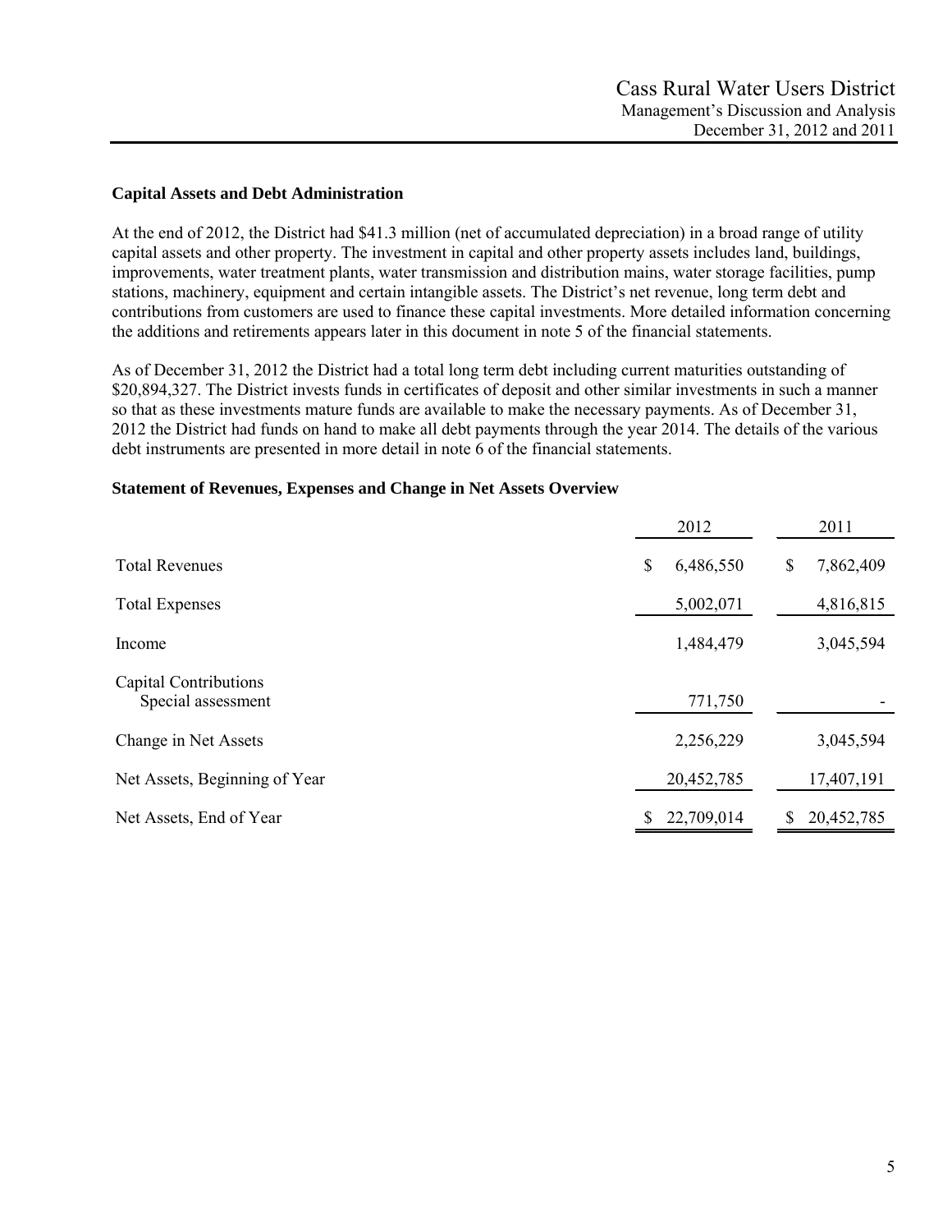## Capital Assets and Debt Administration

At the end of 2012, the District had $41.3 million (net of accumulated depreciation) in a broad range of utility capital assets and other property. The investment in capital and other property assets includes land, buildings, improvements, water treatment plants, water transmission and distribution mains, water storage facilities, pump stations, machinery, equipment and certain intangible assets. The District's net revenue, long term debt and contributions from customers are used to finance these capital investments. More detailed information concerning the additions and retirements appears later in this document in note 5 of the financial statements.

As of December 31, 2012 the District had a total long term debt including current maturities outstanding of $20,894,327. The District invests funds in certificates of deposit and other similar investments in such a manner so that as these investments mature funds are available to make the necessary payments. As of December 31, 2012 the District had funds on hand to make all debt payments through the year 2014. The details of the various debt instruments are presented in more detail in note 6 of the financial statements.

## Statement of Revenues, Expenses and Change in Net Assets Overview

| | 2012 | 2011 |
|---|---|---|
| Total Revenues | $ 6,486,550 | $ 7,862,409 |
| Total Expenses | 5,002,071 | 4,816,815 |
| Income | 1,484,479 | 3,045,594 |
| Capital Contributions<br>Special assessment | 771,750 | - |
| Change in Net Assets | 2,256,229 | 3,045,594 |
| Net Assets, Beginning of Year | 20,452,785 | 17,407,191 |
| Net Assets, End of Year | $ 22,709,014 | $ 20,452,785 |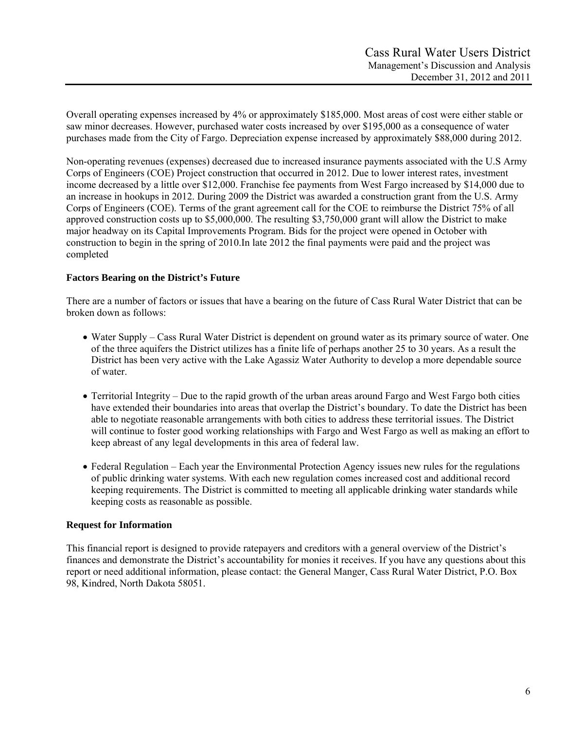Overall operating expenses increased by 4% or approximately $185,000. Most areas of cost were either stable or saw minor decreases. However, purchased water costs increased by over $195,000 as a consequence of water purchases made from the City of Fargo. Depreciation expense increased by approximately $88,000 during 2012.

Non-operating revenues (expenses) decreased due to increased insurance payments associated with the U.S Army Corps of Engineers (COE) Project construction that occurred in 2012. Due to lower interest rates, investment income decreased by a little over $12,000. Franchise fee payments from West Fargo increased by $14,000 due to an increase in hookups in 2012. During 2009 the District was awarded a construction grant from the U.S. Army Corps of Engineers (COE). Terms of the grant agreement call for the COE to reimburse the District 75% of all approved construction costs up to $5,000,000. The resulting $3,750,000 grant will allow the District to make major headway on its Capital Improvements Program. Bids for the project were opened in October with construction to begin in the spring of 2010.In late 2012 the final payments were paid and the project was completed

## Factors Bearing on the District's Future

There are a number of factors or issues that have a bearing on the future of Cass Rural Water District that can be broken down as follows:

- Water Supply – Cass Rural Water District is dependent on ground water as its primary source of water. One of the three aquifers the District utilizes has a finite life of perhaps another 25 to 30 years. As a result the District has been very active with the Lake Agassiz Water Authority to develop a more dependable source of water.

- Territorial Integrity – Due to the rapid growth of the urban areas around Fargo and West Fargo both cities have extended their boundaries into areas that overlap the District's boundary. To date the District has been able to negotiate reasonable arrangements with both cities to address these territorial issues. The District will continue to foster good working relationships with Fargo and West Fargo as well as making an effort to keep abreast of any legal developments in this area of federal law.

- Federal Regulation – Each year the Environmental Protection Agency issues new rules for the regulations of public drinking water systems. With each new regulation comes increased cost and additional record keeping requirements. The District is committed to meeting all applicable drinking water standards while keeping costs as reasonable as possible.

## Request for Information

This financial report is designed to provide ratepayers and creditors with a general overview of the District's finances and demonstrate the District's accountability for monies it receives. If you have any questions about this report or need additional information, please contact: the General Manger, Cass Rural Water District, P.O. Box 98, Kindred, North Dakota 58051.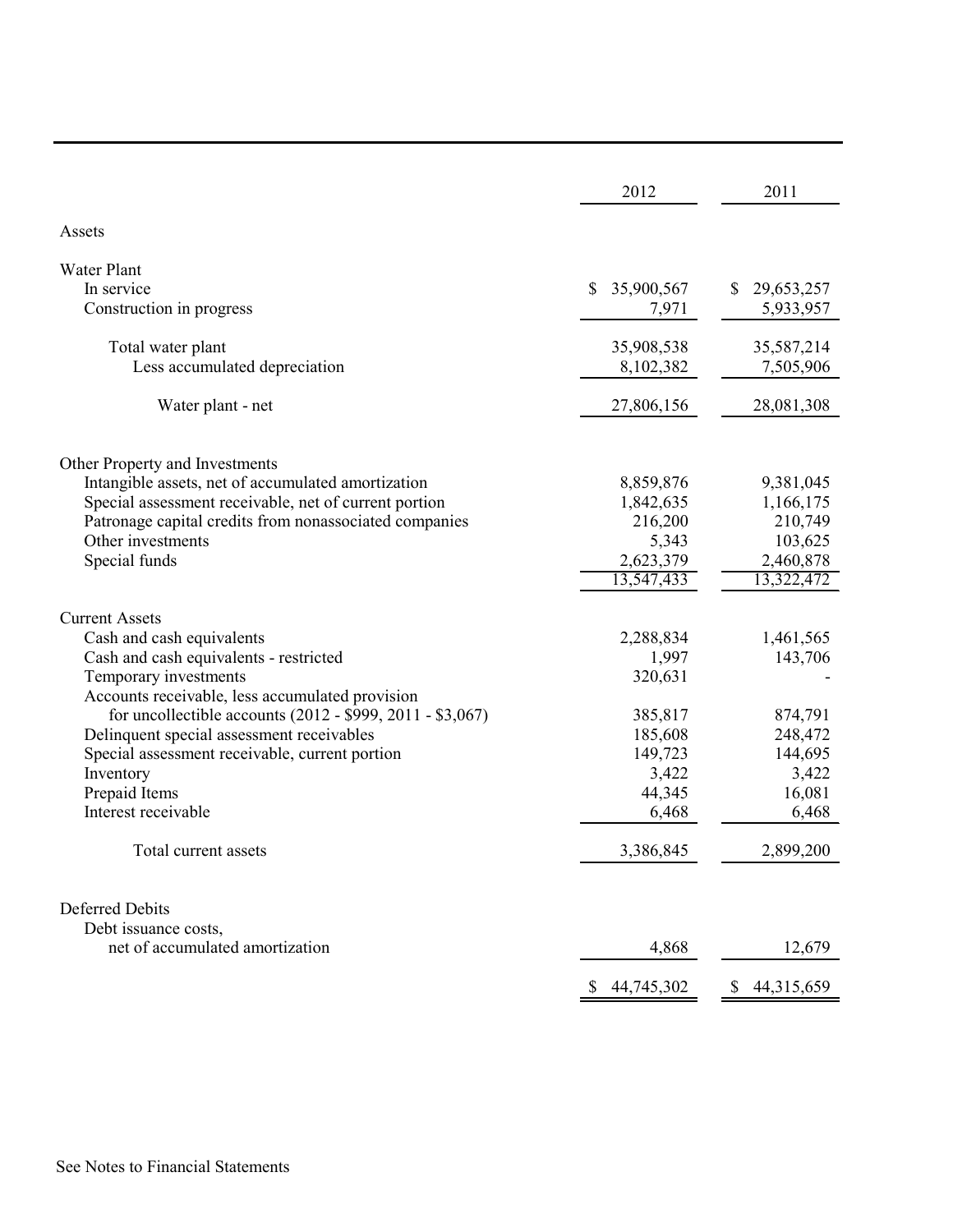| | 2012 | 2011 |
|---|---|---|
| Assets | | |
| Water Plant | | |
| In service | $ 35,900,567 | $ 29,653,257 |
| Construction in progress | 7,971 | 5,933,957 |
| Total water plant | 35,908,538 | 35,587,214 |
| Less accumulated depreciation | 8,102,382 | 7,505,906 |
| Water plant - net | 27,806,156 | 28,081,308 |
| Other Property and Investments | | |
| Intangible assets, net of accumulated amortization | 8,859,876 | 9,381,045 |
| Special assessment receivable, net of current portion | 1,842,635 | 1,166,175 |
| Patronage capital credits from nonassociated companies | 216,200 | 210,749 |
| Other investments | 5,343 | 103,625 |
| Special funds | 2,623,379 | 2,460,878 |
| | 13,547,433 | 13,322,472 |
| Current Assets | | |
| Cash and cash equivalents | 2,288,834 | 1,461,565 |
| Cash and cash equivalents - restricted | 1,997 | 143,706 |
| Temporary investments | 320,631 | - |
| Accounts receivable, less accumulated provision for uncollectible accounts (2012 - $999, 2011 - $3,067) | 385,817 | 874,791 |
| Delinquent special assessment receivables | 185,608 | 248,472 |
| Special assessment receivable, current portion | 149,723 | 144,695 |
| Inventory | 3,422 | 3,422 |
| Prepaid Items | 44,345 | 16,081 |
| Interest receivable | 6,468 | 6,468 |
| Total current assets | 3,386,845 | 2,899,200 |
| Deferred Debits | | |
| Debt issuance costs, net of accumulated amortization | 4,868 | 12,679 |
| | $ 44,745,302 | $ 44,315,659 |

See Notes to Financial Statements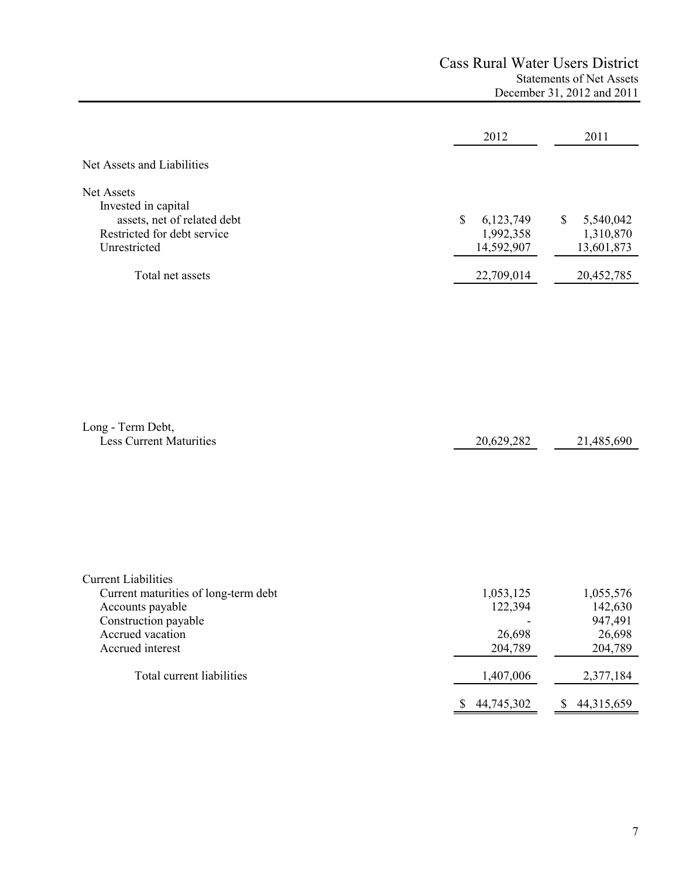# Cass Rural Water Users District

## Statements of Net Assets

### December 31, 2012 and 2011

| | 2012 | 2011 |
|---|---|---|
| **Net Assets and Liabilities** | | |
| **Net Assets** | | |
| Invested in capital assets, net of related debt | $ 6,123,749 | $ 5,540,042 |
| Restricted for debt service | 1,992,358 | 1,310,870 |
| Unrestricted | 14,592,907 | 13,601,873 |
| Total net assets | 22,709,014 | 20,452,785 |
| **Long - Term Debt, Less Current Maturities** | 20,629,282 | 21,485,690 |
| **Current Liabilities** | | |
| Current maturities of long-term debt | 1,053,125 | 1,055,576 |
| Accounts payable | 122,394 | 142,630 |
| Construction payable | - | 947,491 |
| Accrued vacation | 26,698 | 26,698 |
| Accrued interest | 204,789 | 204,789 |
| Total current liabilities | 1,407,006 | 2,377,184 |
| | $ 44,745,302 | $ 44,315,659 |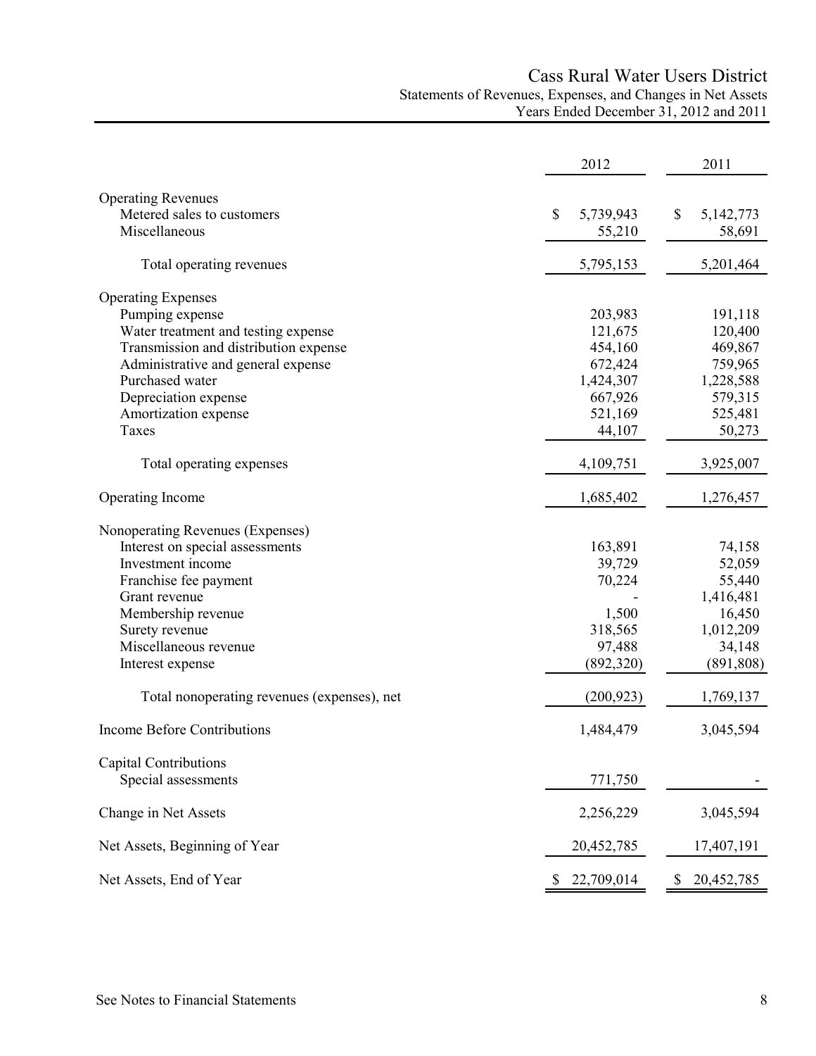# Cass Rural Water Users District

## Statements of Revenues, Expenses, and Changes in Net Assets

### Years Ended December 31, 2012 and 2011

| | 2012 | 2011 |
|---|---|---|
| **Operating Revenues** | | |
| Metered sales to customers | $ 5,739,943 | $ 5,142,773 |
| Miscellaneous | 55,210 | 58,691 |
| Total operating revenues | 5,795,153 | 5,201,464 |
| **Operating Expenses** | | |
| Pumping expense | 203,983 | 191,118 |
| Water treatment and testing expense | 121,675 | 120,400 |
| Transmission and distribution expense | 454,160 | 469,867 |
| Administrative and general expense | 672,424 | 759,965 |
| Purchased water | 1,424,307 | 1,228,588 |
| Depreciation expense | 667,926 | 579,315 |
| Amortization expense | 521,169 | 525,481 |
| Taxes | 44,107 | 50,273 |
| Total operating expenses | 4,109,751 | 3,925,007 |
| **Operating Income** | 1,685,402 | 1,276,457 |
| **Nonoperating Revenues (Expenses)** | | |
| Interest on special assessments | 163,891 | 74,158 |
| Investment income | 39,729 | 52,059 |
| Franchise fee payment | 70,224 | 55,440 |
| Grant revenue | - | 1,416,481 |
| Membership revenue | 1,500 | 16,450 |
| Surety revenue | 318,565 | 1,012,209 |
| Miscellaneous revenue | 97,488 | 34,148 |
| Interest expense | (892,320) | (891,808) |
| Total nonoperating revenues (expenses), net | (200,923) | 1,769,137 |
| **Income Before Contributions** | 1,484,479 | 3,045,594 |
| **Capital Contributions** | | |
| Special assessments | 771,750 | - |
| **Change in Net Assets** | 2,256,229 | 3,045,594 |
| **Net Assets, Beginning of Year** | 20,452,785 | 17,407,191 |
| **Net Assets, End of Year** | $ 22,709,014 | $ 20,452,785 |

See Notes to Financial Statements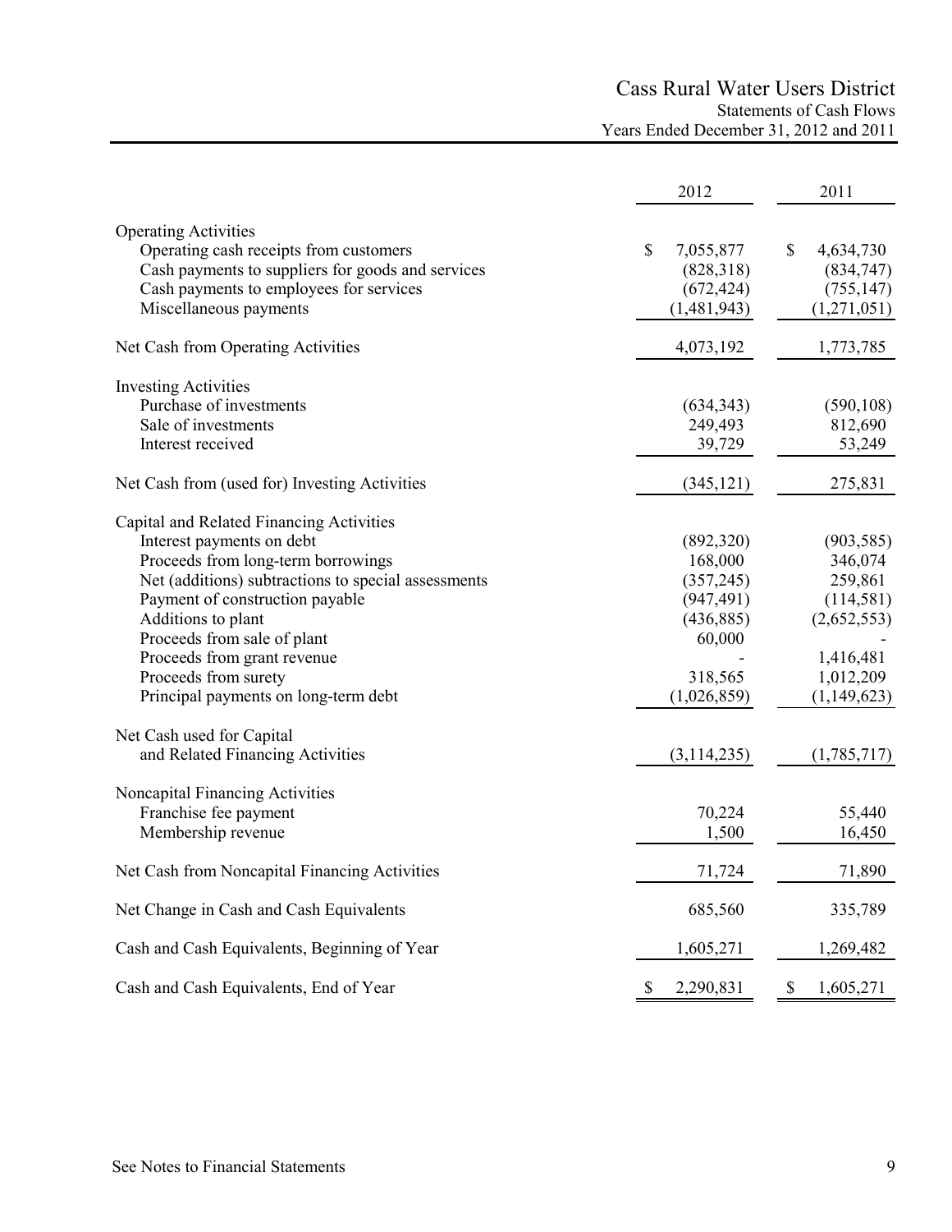# Cass Rural Water Users District

## Statements of Cash Flows

### Years Ended December 31, 2012 and 2011

| | 2012 | 2011 |
|---|---|---|
| **Operating Activities** | | |
| Operating cash receipts from customers | $ 7,055,877 | $ 4,634,730 |
| Cash payments to suppliers for goods and services | (828,318) | (834,747) |
| Cash payments to employees for services | (672,424) | (755,147) |
| Miscellaneous payments | (1,481,943) | (1,271,051) |
| Net Cash from Operating Activities | 4,073,192 | 1,773,785 |
| **Investing Activities** | | |
| Purchase of investments | (634,343) | (590,108) |
| Sale of investments | 249,493 | 812,690 |
| Interest received | 39,729 | 53,249 |
| Net Cash from (used for) Investing Activities | (345,121) | 275,831 |
| **Capital and Related Financing Activities** | | |
| Interest payments on debt | (892,320) | (903,585) |
| Proceeds from long-term borrowings | 168,000 | 346,074 |
| Net (additions) subtractions to special assessments | (357,245) | 259,861 |
| Payment of construction payable | (947,491) | (114,581) |
| Additions to plant | (436,885) | (2,652,553) |
| Proceeds from sale of plant | 60,000 | - |
| Proceeds from grant revenue | - | 1,416,481 |
| Proceeds from surety | 318,565 | 1,012,209 |
| Principal payments on long-term debt | (1,026,859) | (1,149,623) |
| Net Cash used for Capital and Related Financing Activities | (3,114,235) | (1,785,717) |
| **Noncapital Financing Activities** | | |
| Franchise fee payment | 70,224 | 55,440 |
| Membership revenue | 1,500 | 16,450 |
| Net Cash from Noncapital Financing Activities | 71,724 | 71,890 |
| Net Change in Cash and Cash Equivalents | 685,560 | 335,789 |
| Cash and Cash Equivalents, Beginning of Year | 1,605,271 | 1,269,482 |
| Cash and Cash Equivalents, End of Year | $ 2,290,831 | $ 1,605,271 |

See Notes to Financial Statements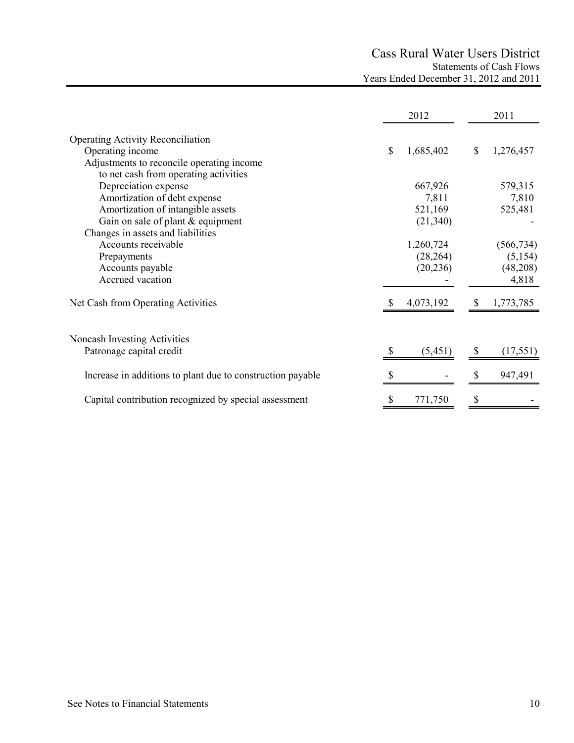# Cass Rural Water Users District

## Statements of Cash Flows

### Years Ended December 31, 2012 and 2011

| | 2012 | 2011 |
|---|---|---|
| **Operating Activity Reconciliation** | | |
| Operating income | $ 1,685,402 | $ 1,276,457 |
| Adjustments to reconcile operating income to net cash from operating activities | | |
| Depreciation expense | 667,926 | 579,315 |
| Amortization of debt expense | 7,811 | 7,810 |
| Amortization of intangible assets | 521,169 | 525,481 |
| Gain on sale of plant & equipment | (21,340) | - |
| Changes in assets and liabilities | | |
| Accounts receivable | 1,260,724 | (566,734) |
| Prepayments | (28,264) | (5,154) |
| Accounts payable | (20,236) | (48,208) |
| Accrued vacation | - | 4,818 |
| Net Cash from Operating Activities | $ 4,073,192 | $ 1,773,785 |
| **Noncash Investing Activities** | | |
| Patronage capital credit | $ (5,451) | $ (17,551) |
| Increase in additions to plant due to construction payable | $ - | $ 947,491 |
| Capital contribution recognized by special assessment | $ 771,750 | $ - |

See Notes to Financial Statements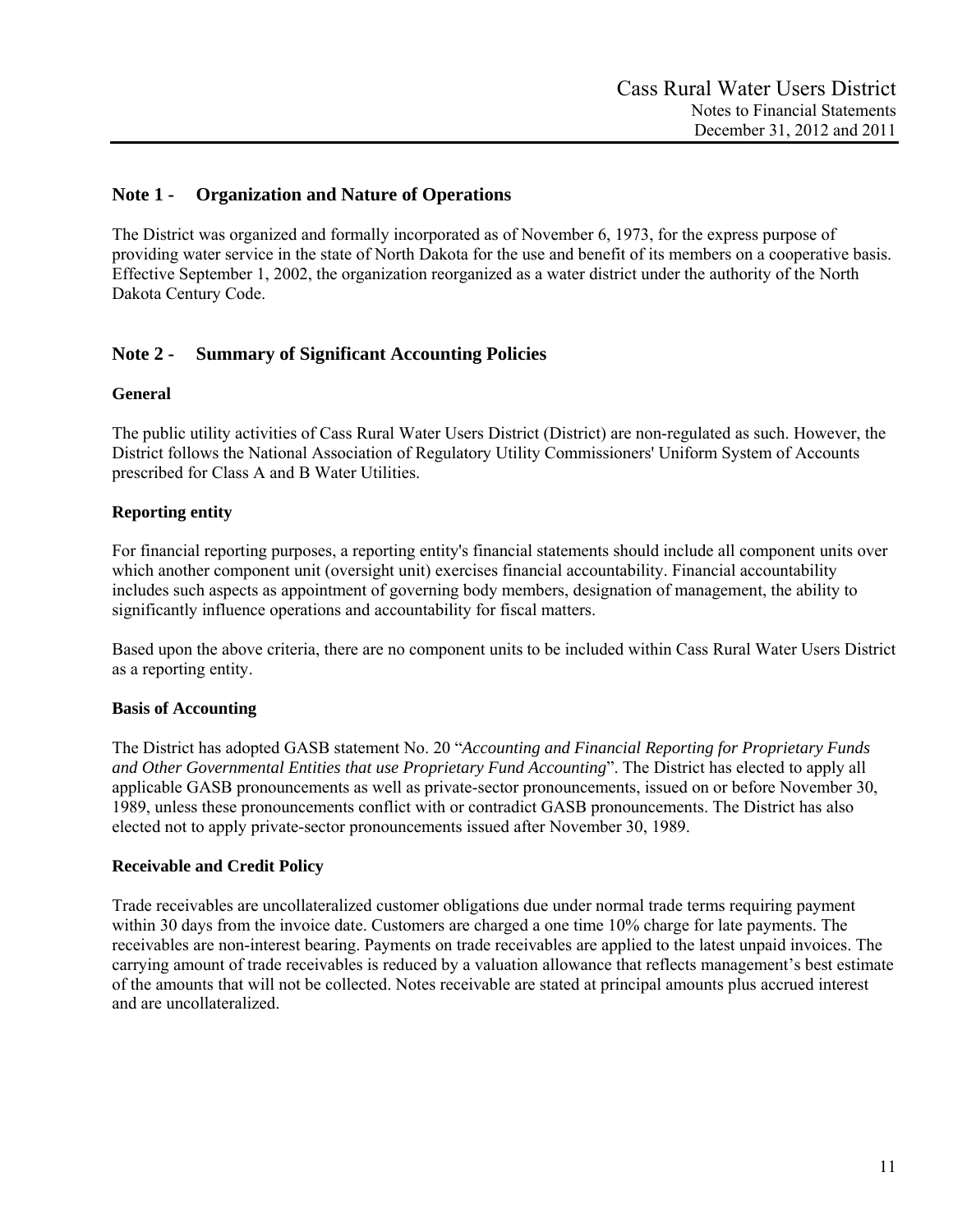## Note 1 - Organization and Nature of Operations

The District was organized and formally incorporated as of November 6, 1973, for the express purpose of providing water service in the state of North Dakota for the use and benefit of its members on a cooperative basis. Effective September 1, 2002, the organization reorganized as a water district under the authority of the North Dakota Century Code.

## Note 2 - Summary of Significant Accounting Policies

### General

The public utility activities of Cass Rural Water Users District (District) are non-regulated as such. However, the District follows the National Association of Regulatory Utility Commissioners' Uniform System of Accounts prescribed for Class A and B Water Utilities.

### Reporting entity

For financial reporting purposes, a reporting entity's financial statements should include all component units over which another component unit (oversight unit) exercises financial accountability. Financial accountability includes such aspects as appointment of governing body members, designation of management, the ability to significantly influence operations and accountability for fiscal matters.

Based upon the above criteria, there are no component units to be included within Cass Rural Water Users District as a reporting entity.

### Basis of Accounting

The District has adopted GASB statement No. 20 "*Accounting and Financial Reporting for Proprietary Funds and Other Governmental Entities that use Proprietary Fund Accounting*". The District has elected to apply all applicable GASB pronouncements as well as private-sector pronouncements, issued on or before November 30, 1989, unless these pronouncements conflict with or contradict GASB pronouncements. The District has also elected not to apply private-sector pronouncements issued after November 30, 1989.

### Receivable and Credit Policy

Trade receivables are uncollateralized customer obligations due under normal trade terms requiring payment within 30 days from the invoice date. Customers are charged a one time 10% charge for late payments. The receivables are non-interest bearing. Payments on trade receivables are applied to the latest unpaid invoices. The carrying amount of trade receivables is reduced by a valuation allowance that reflects management's best estimate of the amounts that will not be collected. Notes receivable are stated at principal amounts plus accrued interest and are uncollateralized.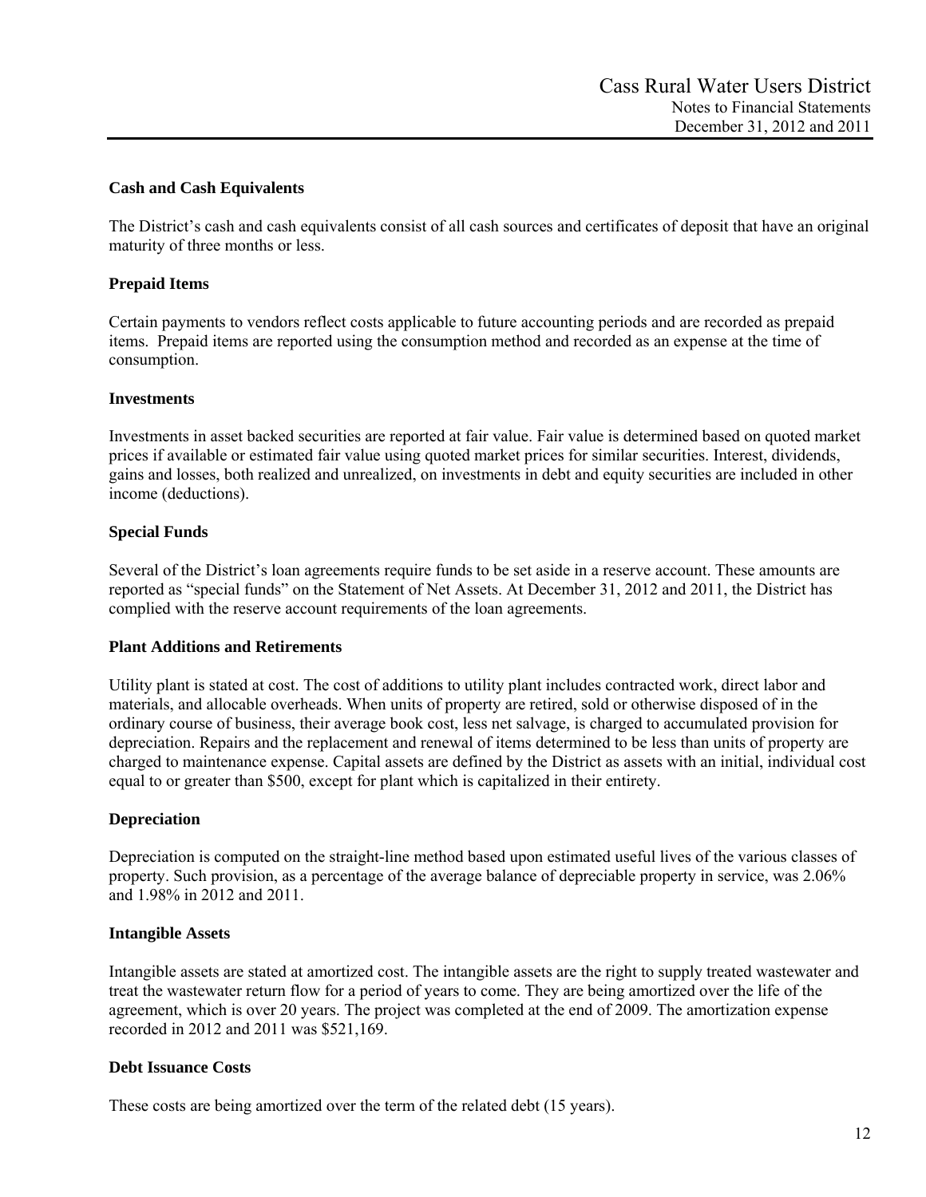### Cash and Cash Equivalents

The District's cash and cash equivalents consist of all cash sources and certificates of deposit that have an original maturity of three months or less.

### Prepaid Items

Certain payments to vendors reflect costs applicable to future accounting periods and are recorded as prepaid items. Prepaid items are reported using the consumption method and recorded as an expense at the time of consumption.

### Investments

Investments in asset backed securities are reported at fair value. Fair value is determined based on quoted market prices if available or estimated fair value using quoted market prices for similar securities. Interest, dividends, gains and losses, both realized and unrealized, on investments in debt and equity securities are included in other income (deductions).

### Special Funds

Several of the District's loan agreements require funds to be set aside in a reserve account. These amounts are reported as "special funds" on the Statement of Net Assets. At December 31, 2012 and 2011, the District has complied with the reserve account requirements of the loan agreements.

### Plant Additions and Retirements

Utility plant is stated at cost. The cost of additions to utility plant includes contracted work, direct labor and materials, and allocable overheads. When units of property are retired, sold or otherwise disposed of in the ordinary course of business, their average book cost, less net salvage, is charged to accumulated provision for depreciation. Repairs and the replacement and renewal of items determined to be less than units of property are charged to maintenance expense. Capital assets are defined by the District as assets with an initial, individual cost equal to or greater than $500, except for plant which is capitalized in their entirety.

### Depreciation

Depreciation is computed on the straight-line method based upon estimated useful lives of the various classes of property. Such provision, as a percentage of the average balance of depreciable property in service, was 2.06% and 1.98% in 2012 and 2011.

### Intangible Assets

Intangible assets are stated at amortized cost. The intangible assets are the right to supply treated wastewater and treat the wastewater return flow for a period of years to come. They are being amortized over the life of the agreement, which is over 20 years. The project was completed at the end of 2009. The amortization expense recorded in 2012 and 2011 was $521,169.

### Debt Issuance Costs

These costs are being amortized over the term of the related debt (15 years).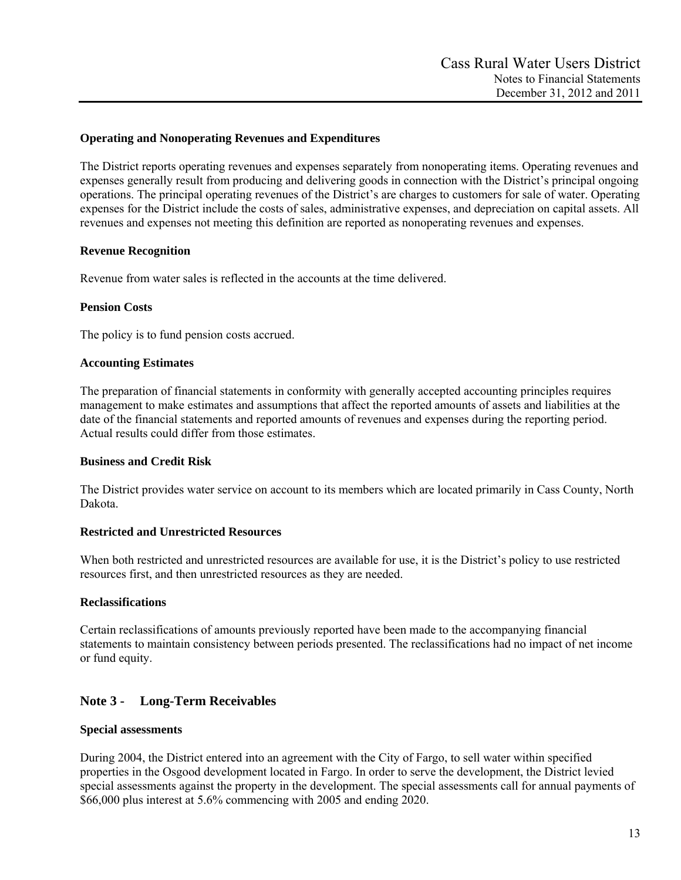**Operating and Nonoperating Revenues and Expenditures**

The District reports operating revenues and expenses separately from nonoperating items. Operating revenues and expenses generally result from producing and delivering goods in connection with the District's principal ongoing operations. The principal operating revenues of the District's are charges to customers for sale of water. Operating expenses for the District include the costs of sales, administrative expenses, and depreciation on capital assets. All revenues and expenses not meeting this definition are reported as nonoperating revenues and expenses.

**Revenue Recognition**

Revenue from water sales is reflected in the accounts at the time delivered.

**Pension Costs**

The policy is to fund pension costs accrued.

**Accounting Estimates**

The preparation of financial statements in conformity with generally accepted accounting principles requires management to make estimates and assumptions that affect the reported amounts of assets and liabilities at the date of the financial statements and reported amounts of revenues and expenses during the reporting period. Actual results could differ from those estimates.

**Business and Credit Risk**

The District provides water service on account to its members which are located primarily in Cass County, North Dakota.

**Restricted and Unrestricted Resources**

When both restricted and unrestricted resources are available for use, it is the District's policy to use restricted resources first, and then unrestricted resources as they are needed.

**Reclassifications**

Certain reclassifications of amounts previously reported have been made to the accompanying financial statements to maintain consistency between periods presented. The reclassifications had no impact of net income or fund equity.

## Note 3 - Long-Term Receivables

**Special assessments**

During 2004, the District entered into an agreement with the City of Fargo, to sell water within specified properties in the Osgood development located in Fargo. In order to serve the development, the District levied special assessments against the property in the development. The special assessments call for annual payments of $66,000 plus interest at 5.6% commencing with 2005 and ending 2020.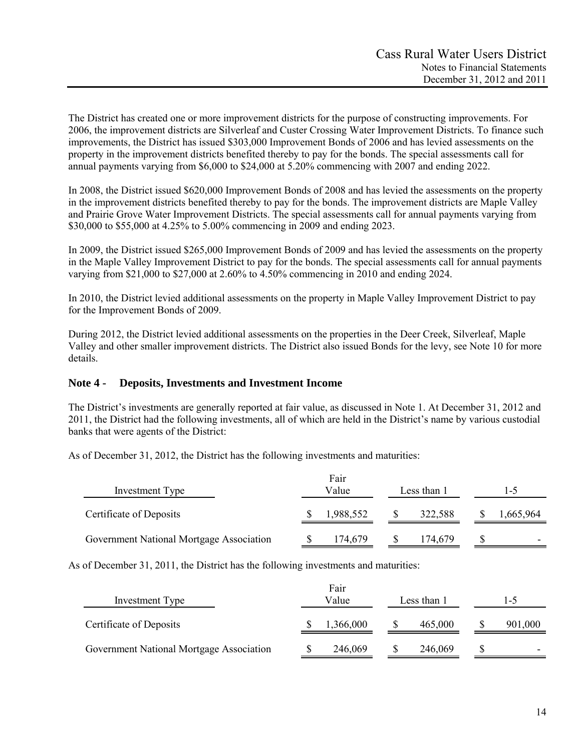The District has created one or more improvement districts for the purpose of constructing improvements. For 2006, the improvement districts are Silverleaf and Custer Crossing Water Improvement Districts. To finance such improvements, the District has issued $303,000 Improvement Bonds of 2006 and has levied assessments on the property in the improvement districts benefited thereby to pay for the bonds. The special assessments call for annual payments varying from $6,000 to $24,000 at 5.20% commencing with 2007 and ending 2022.

In 2008, the District issued $620,000 Improvement Bonds of 2008 and has levied the assessments on the property in the improvement districts benefited thereby to pay for the bonds. The improvement districts are Maple Valley and Prairie Grove Water Improvement Districts. The special assessments call for annual payments varying from $30,000 to $55,000 at 4.25% to 5.00% commencing in 2009 and ending 2023.

In 2009, the District issued $265,000 Improvement Bonds of 2009 and has levied the assessments on the property in the Maple Valley Improvement District to pay for the bonds. The special assessments call for annual payments varying from $21,000 to $27,000 at 2.60% to 4.50% commencing in 2010 and ending 2024.

In 2010, the District levied additional assessments on the property in Maple Valley Improvement District to pay for the Improvement Bonds of 2009.

During 2012, the District levied additional assessments on the properties in the Deer Creek, Silverleaf, Maple Valley and other smaller improvement districts. The District also issued Bonds for the levy, see Note 10 for more details.

## Note 4 - Deposits, Investments and Investment Income

The District's investments are generally reported at fair value, as discussed in Note 1. At December 31, 2012 and 2011, the District had the following investments, all of which are held in the District's name by various custodial banks that were agents of the District:

As of December 31, 2012, the District has the following investments and maturities:

| Investment Type | Fair Value | Less than 1 | 1-5 |
|---|---|---|---|
| Certificate of Deposits | $ 1,988,552 | $ 322,588 | $ 1,665,964 |
| Government National Mortgage Association | $ 174,679 | $ 174,679 | $ - |

As of December 31, 2011, the District has the following investments and maturities:

| Investment Type | Fair Value | Less than 1 | 1-5 |
|---|---|---|---|
| Certificate of Deposits | $ 1,366,000 | $ 465,000 | $ 901,000 |
| Government National Mortgage Association | $ 246,069 | $ 246,069 | $ - |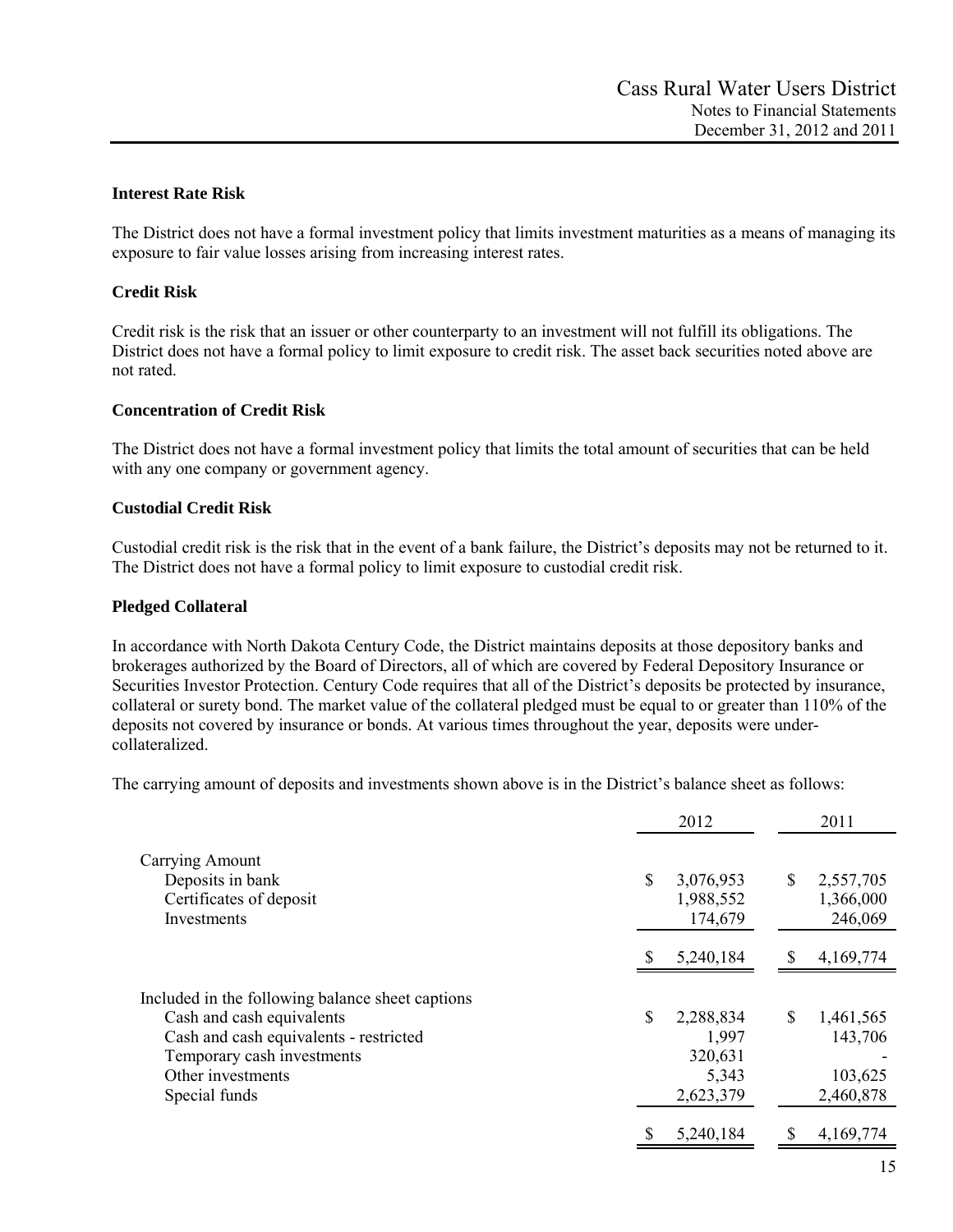### Interest Rate Risk

The District does not have a formal investment policy that limits investment maturities as a means of managing its exposure to fair value losses arising from increasing interest rates.

### Credit Risk

Credit risk is the risk that an issuer or other counterparty to an investment will not fulfill its obligations. The District does not have a formal policy to limit exposure to credit risk. The asset back securities noted above are not rated.

### Concentration of Credit Risk

The District does not have a formal investment policy that limits the total amount of securities that can be held with any one company or government agency.

### Custodial Credit Risk

Custodial credit risk is the risk that in the event of a bank failure, the District's deposits may not be returned to it. The District does not have a formal policy to limit exposure to custodial credit risk.

### Pledged Collateral

In accordance with North Dakota Century Code, the District maintains deposits at those depository banks and brokerages authorized by the Board of Directors, all of which are covered by Federal Depository Insurance or Securities Investor Protection. Century Code requires that all of the District's deposits be protected by insurance, collateral or surety bond. The market value of the collateral pledged must be equal to or greater than 110% of the deposits not covered by insurance or bonds. At various times throughout the year, deposits were under-collateralized.

The carrying amount of deposits and investments shown above is in the District's balance sheet as follows:

| | 2012 | 2011 |
|---|---|---|
| Carrying Amount | | |
| Deposits in bank | $ 3,076,953 | $ 2,557,705 |
| Certificates of deposit | 1,988,552 | 1,366,000 |
| Investments | 174,679 | 246,069 |
| | $ 5,240,184 | $ 4,169,774 |
| Included in the following balance sheet captions | | |
| Cash and cash equivalents | $ 2,288,834 | $ 1,461,565 |
| Cash and cash equivalents - restricted | 1,997 | 143,706 |
| Temporary cash investments | 320,631 | - |
| Other investments | 5,343 | 103,625 |
| Special funds | 2,623,379 | 2,460,878 |
| | $ 5,240,184 | $ 4,169,774 |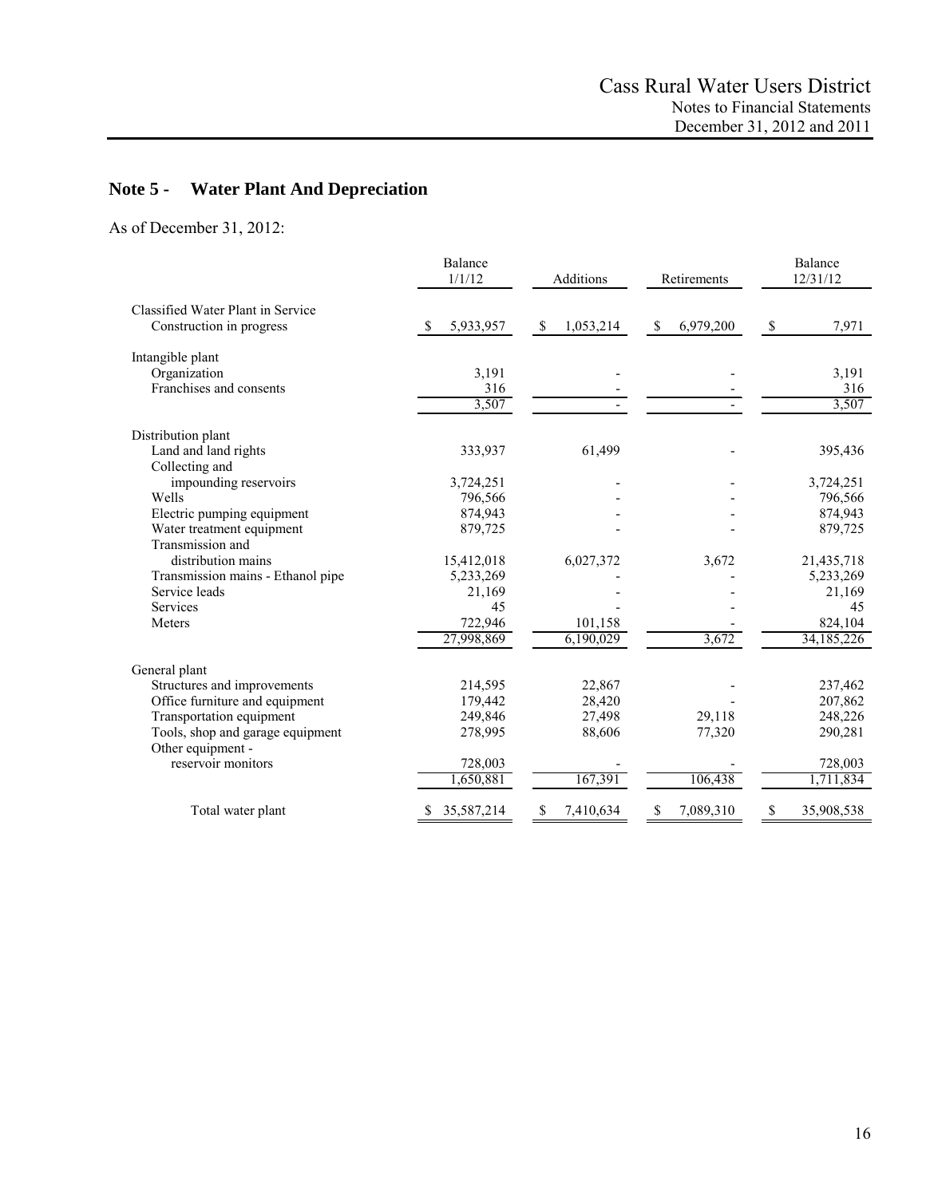## Note 5 - Water Plant And Depreciation

As of December 31, 2012:

| | Balance 1/1/12 | Additions | Retirements | Balance 12/31/12 |
|---|---|---|---|---|
| Classified Water Plant in Service | | | | |
| Construction in progress | $ 5,933,957 | $ 1,053,214 | $ 6,979,200 | $ 7,971 |
| Intangible plant | | | | |
| Organization | 3,191 | - | - | 3,191 |
| Franchises and consents | 316 | - | - | 316 |
| | 3,507 | - | - | 3,507 |
| Distribution plant | | | | |
| Land and land rights | 333,937 | 61,499 | - | 395,436 |
| Collecting and impounding reservoirs | 3,724,251 | - | - | 3,724,251 |
| Wells | 796,566 | - | - | 796,566 |
| Electric pumping equipment | 874,943 | - | - | 874,943 |
| Water treatment equipment | 879,725 | - | - | 879,725 |
| Transmission and distribution mains | 15,412,018 | 6,027,372 | 3,672 | 21,435,718 |
| Transmission mains - Ethanol pipe | 5,233,269 | - | - | 5,233,269 |
| Service leads | 21,169 | - | - | 21,169 |
| Services | 45 | - | - | 45 |
| Meters | 722,946 | 101,158 | - | 824,104 |
| | 27,998,869 | 6,190,029 | 3,672 | 34,185,226 |
| General plant | | | | |
| Structures and improvements | 214,595 | 22,867 | - | 237,462 |
| Office furniture and equipment | 179,442 | 28,420 | - | 207,862 |
| Transportation equipment | 249,846 | 27,498 | 29,118 | 248,226 |
| Tools, shop and garage equipment | 278,995 | 88,606 | 77,320 | 290,281 |
| Other equipment - reservoir monitors | 728,003 | - | - | 728,003 |
| | 1,650,881 | 167,391 | 106,438 | 1,711,834 |
| Total water plant | $ 35,587,214 | $ 7,410,634 | $ 7,089,310 | $ 35,908,538 |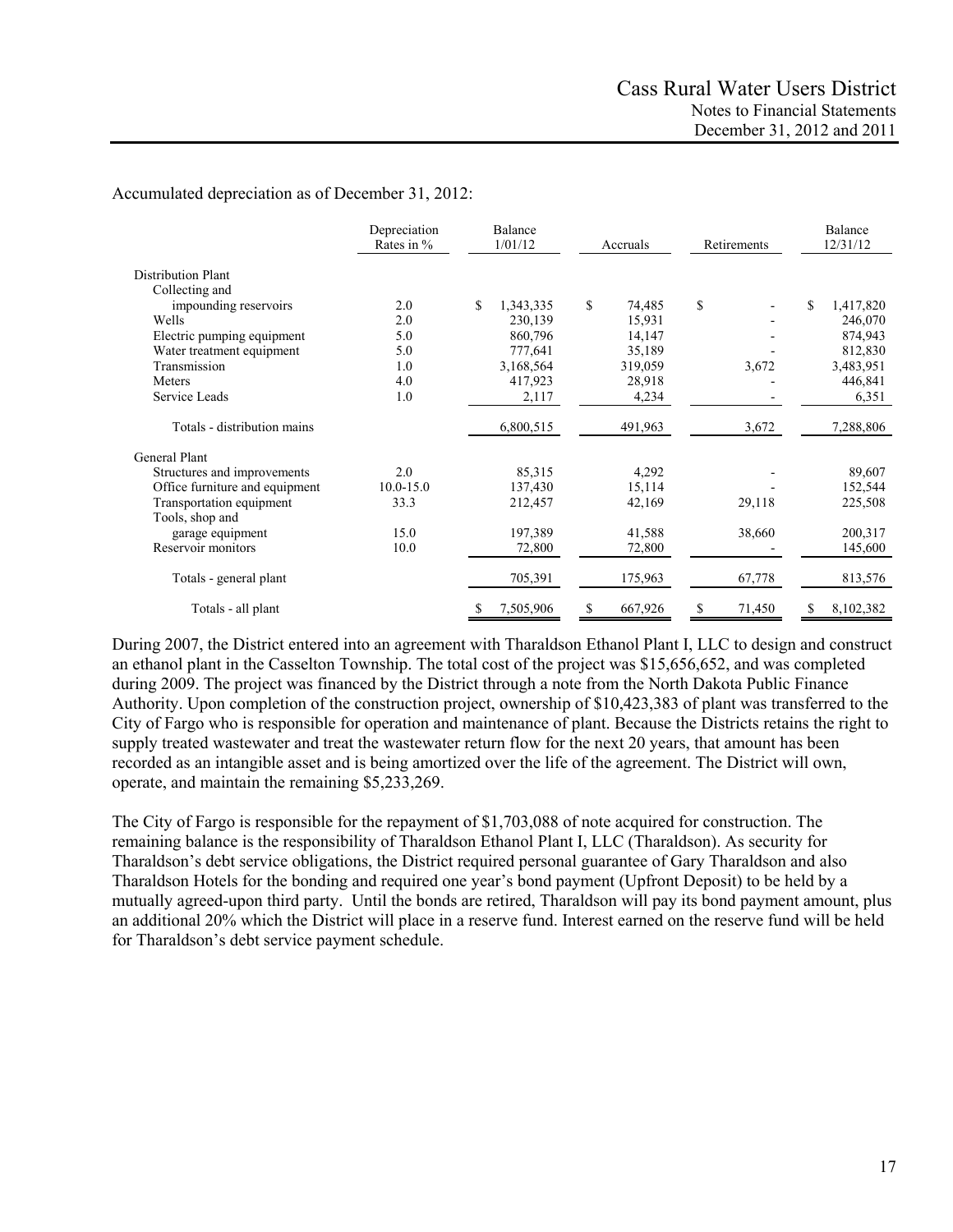Accumulated depreciation as of December 31, 2012:

| | Depreciation Rates in % | Balance 1/01/12 | Accruals | Retirements | Balance 12/31/12 |
|---|---|---|---|---|---|
| Distribution Plant | | | | | |
| Collecting and impounding reservoirs | 2.0 | $ 1,343,335 | $ 74,485 | $ - | $ 1,417,820 |
| Wells | 2.0 | 230,139 | 15,931 | - | 246,070 |
| Electric pumping equipment | 5.0 | 860,796 | 14,147 | - | 874,943 |
| Water treatment equipment | 5.0 | 777,641 | 35,189 | - | 812,830 |
| Transmission | 1.0 | 3,168,564 | 319,059 | 3,672 | 3,483,951 |
| Meters | 4.0 | 417,923 | 28,918 | - | 446,841 |
| Service Leads | 1.0 | 2,117 | 4,234 | - | 6,351 |
| Totals - distribution mains | | 6,800,515 | 491,963 | 3,672 | 7,288,806 |
| General Plant | | | | | |
| Structures and improvements | 2.0 | 85,315 | 4,292 | - | 89,607 |
| Office furniture and equipment | 10.0-15.0 | 137,430 | 15,114 | - | 152,544 |
| Transportation equipment | 33.3 | 212,457 | 42,169 | 29,118 | 225,508 |
| Tools, shop and garage equipment | 15.0 | 197,389 | 41,588 | 38,660 | 200,317 |
| Reservoir monitors | 10.0 | 72,800 | 72,800 | - | 145,600 |
| Totals - general plant | | 705,391 | 175,963 | 67,778 | 813,576 |
| Totals - all plant | | $ 7,505,906 | $ 667,926 | $ 71,450 | $ 8,102,382 |

During 2007, the District entered into an agreement with Tharaldson Ethanol Plant I, LLC to design and construct an ethanol plant in the Casselton Township. The total cost of the project was $15,656,652, and was completed during 2009. The project was financed by the District through a note from the North Dakota Public Finance Authority. Upon completion of the construction project, ownership of $10,423,383 of plant was transferred to the City of Fargo who is responsible for operation and maintenance of plant. Because the Districts retains the right to supply treated wastewater and treat the wastewater return flow for the next 20 years, that amount has been recorded as an intangible asset and is being amortized over the life of the agreement. The District will own, operate, and maintain the remaining $5,233,269.

The City of Fargo is responsible for the repayment of $1,703,088 of note acquired for construction. The remaining balance is the responsibility of Tharaldson Ethanol Plant I, LLC (Tharaldson). As security for Tharaldson's debt service obligations, the District required personal guarantee of Gary Tharaldson and also Tharaldson Hotels for the bonding and required one year's bond payment (Upfront Deposit) to be held by a mutually agreed-upon third party. Until the bonds are retired, Tharaldson will pay its bond payment amount, plus an additional 20% which the District will place in a reserve fund. Interest earned on the reserve fund will be held for Tharaldson's debt service payment schedule.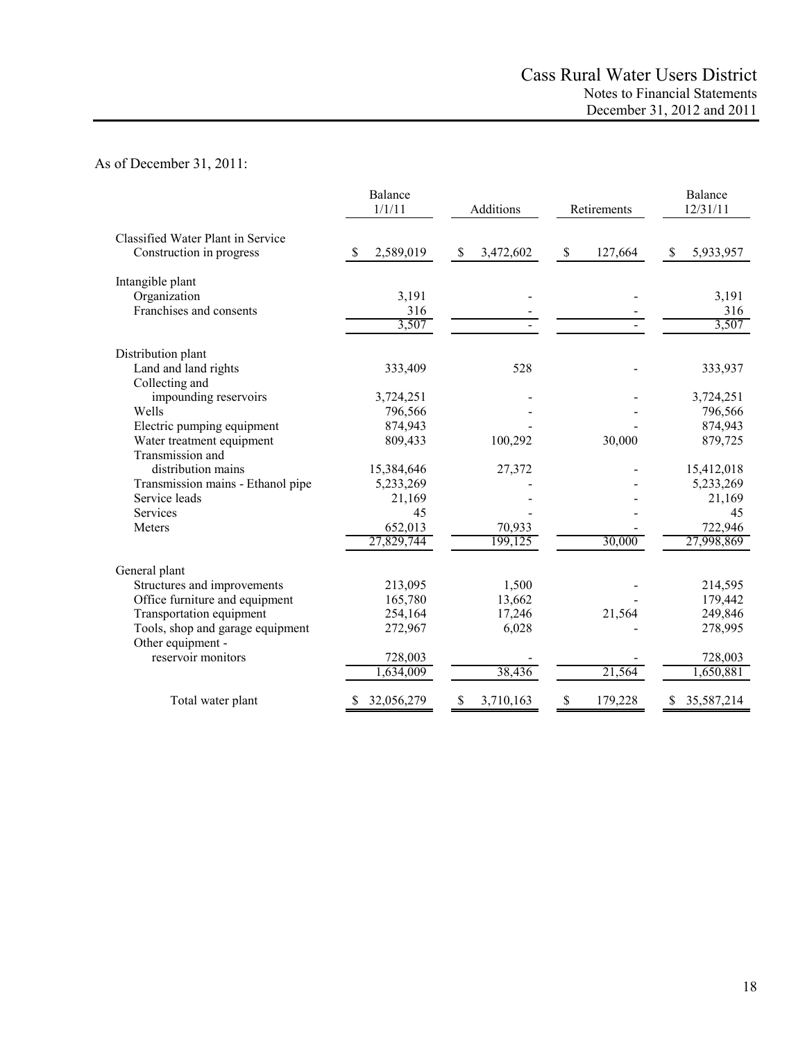As of December 31, 2011:

| | Balance 1/1/11 | Additions | Retirements | Balance 12/31/11 |
|---|---|---|---|---|
| Classified Water Plant in Service | | | | |
| Construction in progress | $ 2,589,019 | $ 3,472,602 | $ 127,664 | $ 5,933,957 |
| Intangible plant | | | | |
| Organization | 3,191 | - | - | 3,191 |
| Franchises and consents | 316 | - | - | 316 |
| | 3,507 | - | - | 3,507 |
| Distribution plant | | | | |
| Land and land rights | 333,409 | 528 | - | 333,937 |
| Collecting and impounding reservoirs | 3,724,251 | - | - | 3,724,251 |
| Wells | 796,566 | - | - | 796,566 |
| Electric pumping equipment | 874,943 | - | - | 874,943 |
| Water treatment equipment | 809,433 | 100,292 | 30,000 | 879,725 |
| Transmission and distribution mains | 15,384,646 | 27,372 | - | 15,412,018 |
| Transmission mains - Ethanol pipe | 5,233,269 | - | - | 5,233,269 |
| Service leads | 21,169 | - | - | 21,169 |
| Services | 45 | - | - | 45 |
| Meters | 652,013 | 70,933 | - | 722,946 |
| | 27,829,744 | 199,125 | 30,000 | 27,998,869 |
| General plant | | | | |
| Structures and improvements | 213,095 | 1,500 | - | 214,595 |
| Office furniture and equipment | 165,780 | 13,662 | - | 179,442 |
| Transportation equipment | 254,164 | 17,246 | 21,564 | 249,846 |
| Tools, shop and garage equipment | 272,967 | 6,028 | - | 278,995 |
| Other equipment - reservoir monitors | 728,003 | - | - | 728,003 |
| | 1,634,009 | 38,436 | 21,564 | 1,650,881 |
| Total water plant | $ 32,056,279 | $ 3,710,163 | $ 179,228 | $ 35,587,214 |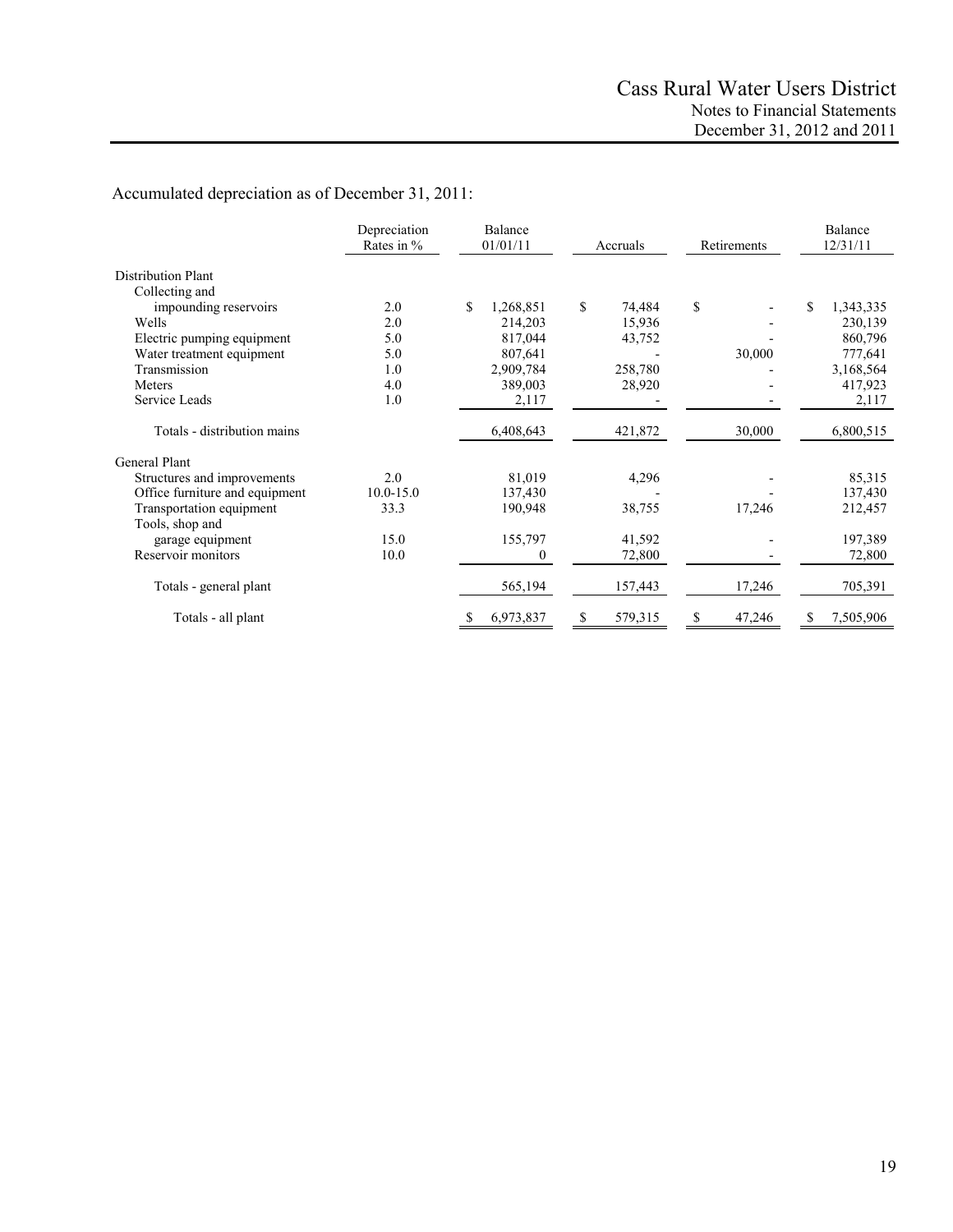Accumulated depreciation as of December 31, 2011:

| | Depreciation Rates in % | Balance 01/01/11 | Accruals | Retirements | Balance 12/31/11 |
|---|---|---|---|---|---|
| Distribution Plant | | | | | |
| Collecting and impounding reservoirs | 2.0 | $ 1,268,851 | $ 74,484 | $ - | $ 1,343,335 |
| Wells | 2.0 | 214,203 | 15,936 | - | 230,139 |
| Electric pumping equipment | 5.0 | 817,044 | 43,752 | - | 860,796 |
| Water treatment equipment | 5.0 | 807,641 | - | 30,000 | 777,641 |
| Transmission | 1.0 | 2,909,784 | 258,780 | - | 3,168,564 |
| Meters | 4.0 | 389,003 | 28,920 | - | 417,923 |
| Service Leads | 1.0 | 2,117 | - | - | 2,117 |
| Totals - distribution mains | | 6,408,643 | 421,872 | 30,000 | 6,800,515 |
| General Plant | | | | | |
| Structures and improvements | 2.0 | 81,019 | 4,296 | - | 85,315 |
| Office furniture and equipment | 10.0-15.0 | 137,430 | - | - | 137,430 |
| Transportation equipment | 33.3 | 190,948 | 38,755 | 17,246 | 212,457 |
| Tools, shop and garage equipment | 15.0 | 155,797 | 41,592 | - | 197,389 |
| Reservoir monitors | 10.0 | 0 | 72,800 | - | 72,800 |
| Totals - general plant | | 565,194 | 157,443 | 17,246 | 705,391 |
| Totals - all plant | | $ 6,973,837 | $ 579,315 | $ 47,246 | $ 7,505,906 |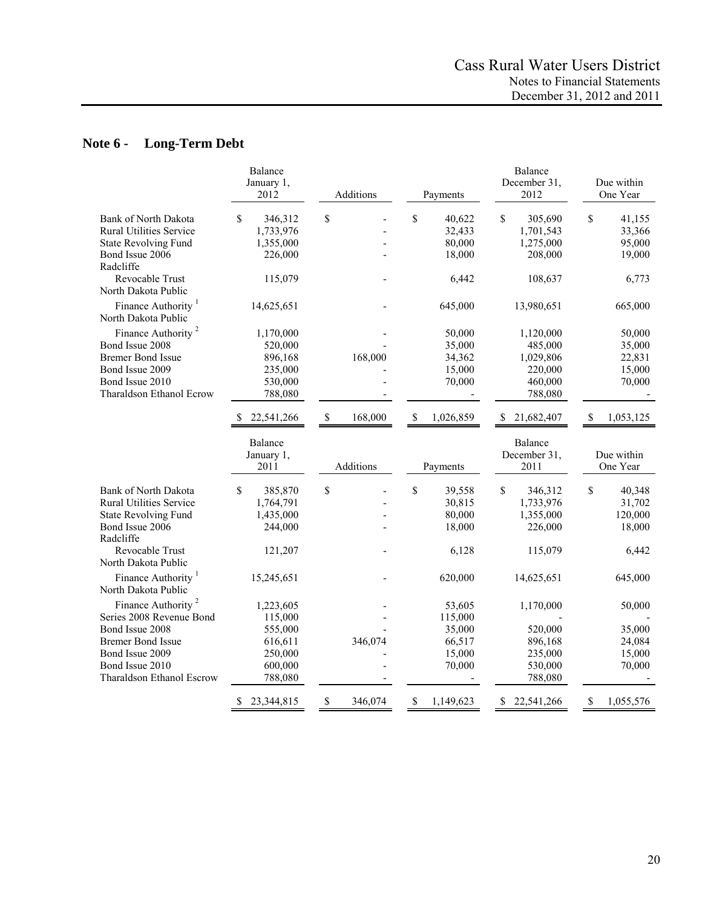## Note 6 - Long-Term Debt

| | Balance January 1, 2012 | Additions | Payments | Balance December 31, 2012 | Due within One Year |
|---|---|---|---|---|---|
| Bank of North Dakota | $ 346,312 | $ - | $ 40,622 | $ 305,690 | $ 41,155 |
| Rural Utilities Service | 1,733,976 | - | 32,433 | 1,701,543 | 33,366 |
| State Revolving Fund | 1,355,000 | - | 80,000 | 1,275,000 | 95,000 |
| Bond Issue 2006 | 226,000 | - | 18,000 | 208,000 | 19,000 |
| Radcliffe Revocable Trust | 115,079 | - | 6,442 | 108,637 | 6,773 |
| North Dakota Public Finance Authority [1] | 14,625,651 | - | 645,000 | 13,980,651 | 665,000 |
| North Dakota Public Finance Authority [2] | 1,170,000 | - | 50,000 | 1,120,000 | 50,000 |
| Bond Issue 2008 | 520,000 | - | 35,000 | 485,000 | 35,000 |
| Bremer Bond Issue | 896,168 | 168,000 | 34,362 | 1,029,806 | 22,831 |
| Bond Issue 2009 | 235,000 | - | 15,000 | 220,000 | 15,000 |
| Bond Issue 2010 | 530,000 | - | 70,000 | 460,000 | 70,000 |
| Tharaldson Ethanol Ecrow | 788,080 | - | - | 788,080 | - |
| | $ 22,541,266 | $ 168,000 | $ 1,026,859 | $ 21,682,407 | $ 1,053,125 |

| | Balance January 1, 2011 | Additions | Payments | Balance December 31, 2011 | Due within One Year |
|---|---|---|---|---|---|
| Bank of North Dakota | $ 385,870 | $ - | $ 39,558 | $ 346,312 | $ 40,348 |
| Rural Utilities Service | 1,764,791 | - | 30,815 | 1,733,976 | 31,702 |
| State Revolving Fund | 1,435,000 | - | 80,000 | 1,355,000 | 120,000 |
| Bond Issue 2006 | 244,000 | - | 18,000 | 226,000 | 18,000 |
| Radcliffe Revocable Trust | 121,207 | - | 6,128 | 115,079 | 6,442 |
| North Dakota Public Finance Authority [1] | 15,245,651 | - | 620,000 | 14,625,651 | 645,000 |
| North Dakota Public Finance Authority [2] | 1,223,605 | - | 53,605 | 1,170,000 | 50,000 |
| Series 2008 Revenue Bond | 115,000 | - | 115,000 | - | - |
| Bond Issue 2008 | 555,000 | - | 35,000 | 520,000 | 35,000 |
| Bremer Bond Issue | 616,611 | 346,074 | 66,517 | 896,168 | 24,084 |
| Bond Issue 2009 | 250,000 | - | 15,000 | 235,000 | 15,000 |
| Bond Issue 2010 | 600,000 | - | 70,000 | 530,000 | 70,000 |
| Tharaldson Ethanol Escrow | 788,080 | - | - | 788,080 | - |
| | $ 23,344,815 | $ 346,074 | $ 1,149,623 | $ 22,541,266 | $ 1,055,576 |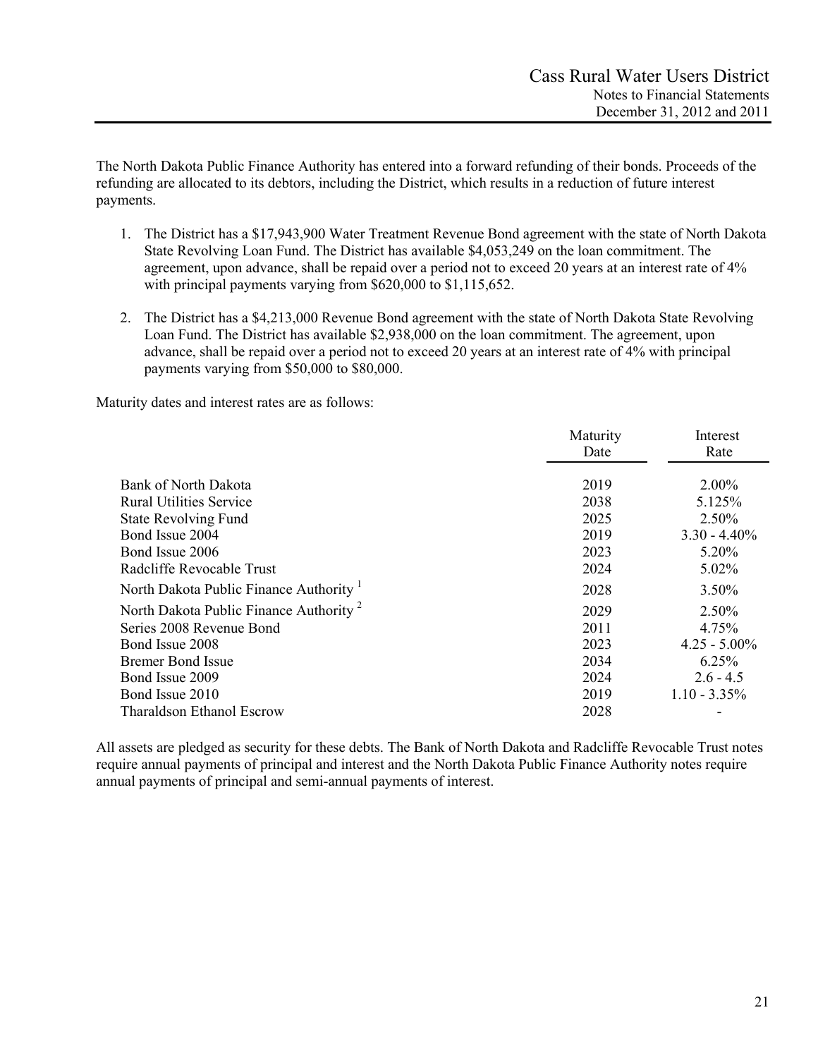The North Dakota Public Finance Authority has entered into a forward refunding of their bonds. Proceeds of the refunding are allocated to its debtors, including the District, which results in a reduction of future interest payments.

1. The District has a $17,943,900 Water Treatment Revenue Bond agreement with the state of North Dakota State Revolving Loan Fund. The District has available $4,053,249 on the loan commitment. The agreement, upon advance, shall be repaid over a period not to exceed 20 years at an interest rate of 4% with principal payments varying from $620,000 to $1,115,652.

2. The District has a $4,213,000 Revenue Bond agreement with the state of North Dakota State Revolving Loan Fund. The District has available $2,938,000 on the loan commitment. The agreement, upon advance, shall be repaid over a period not to exceed 20 years at an interest rate of 4% with principal payments varying from $50,000 to $80,000.

Maturity dates and interest rates are as follows:

| | Maturity Date | Interest Rate |
|---|---|---|
| Bank of North Dakota | 2019 | 2.00% |
| Rural Utilities Service | 2038 | 5.125% |
| State Revolving Fund | 2025 | 2.50% |
| Bond Issue 2004 | 2019 | 3.30 - 4.40% |
| Bond Issue 2006 | 2023 | 5.20% |
| Radcliffe Revocable Trust | 2024 | 5.02% |
| North Dakota Public Finance Authority [1] | 2028 | 3.50% |
| North Dakota Public Finance Authority [2] | 2029 | 2.50% |
| Series 2008 Revenue Bond | 2011 | 4.75% |
| Bond Issue 2008 | 2023 | 4.25 - 5.00% |
| Bremer Bond Issue | 2034 | 6.25% |
| Bond Issue 2009 | 2024 | 2.6 - 4.5 |
| Bond Issue 2010 | 2019 | 1.10 - 3.35% |
| Tharaldson Ethanol Escrow | 2028 | - |

All assets are pledged as security for these debts. The Bank of North Dakota and Radcliffe Revocable Trust notes require annual payments of principal and interest and the North Dakota Public Finance Authority notes require annual payments of principal and semi-annual payments of interest.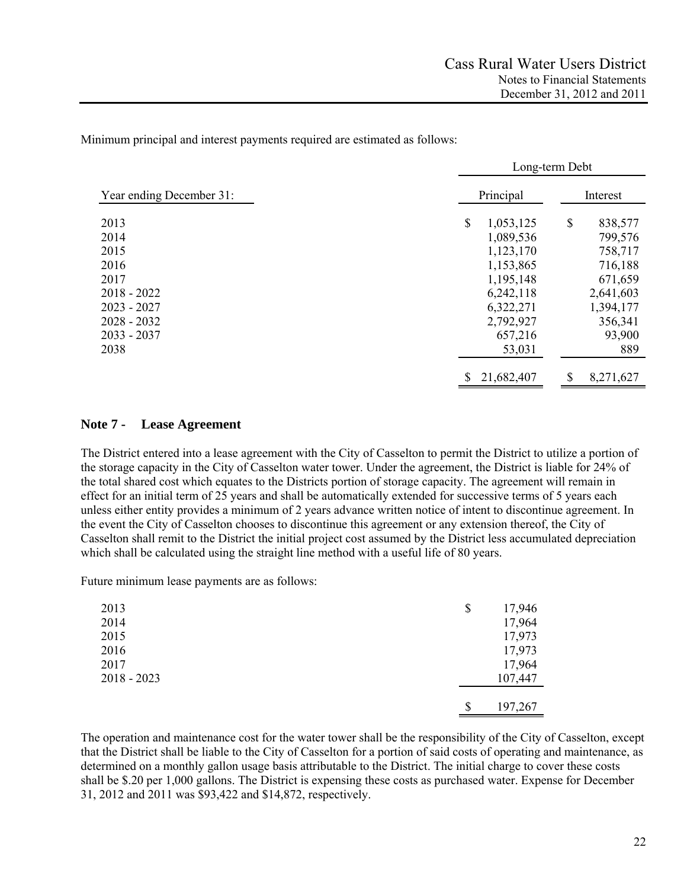Minimum principal and interest payments required are estimated as follows:

| | Long-term Debt | |
|---|---|---|
| Year ending December 31: | Principal | Interest |
| 2013 | $ 1,053,125 | $ 838,577 |
| 2014 | 1,089,536 | 799,576 |
| 2015 | 1,123,170 | 758,717 |
| 2016 | 1,153,865 | 716,188 |
| 2017 | 1,195,148 | 671,659 |
| 2018 - 2022 | 6,242,118 | 2,641,603 |
| 2023 - 2027 | 6,322,271 | 1,394,177 |
| 2028 - 2032 | 2,792,927 | 356,341 |
| 2033 - 2037 | 657,216 | 93,900 |
| 2038 | 53,031 | 889 |
| | $ 21,682,407 | $ 8,271,627 |

## Note 7 - Lease Agreement

The District entered into a lease agreement with the City of Casselton to permit the District to utilize a portion of the storage capacity in the City of Casselton water tower. Under the agreement, the District is liable for 24% of the total shared cost which equates to the Districts portion of storage capacity. The agreement will remain in effect for an initial term of 25 years and shall be automatically extended for successive terms of 5 years each unless either entity provides a minimum of 2 years advance written notice of intent to discontinue agreement. In the event the City of Casselton chooses to discontinue this agreement or any extension thereof, the City of Casselton shall remit to the District the initial project cost assumed by the District less accumulated depreciation which shall be calculated using the straight line method with a useful life of 80 years.

Future minimum lease payments are as follows:

| | |
|---|---|
| 2013 | $ 17,946 |
| 2014 | 17,964 |
| 2015 | 17,973 |
| 2016 | 17,973 |
| 2017 | 17,964 |
| 2018 - 2023 | 107,447 |
| | $ 197,267 |

The operation and maintenance cost for the water tower shall be the responsibility of the City of Casselton, except that the District shall be liable to the City of Casselton for a portion of said costs of operating and maintenance, as determined on a monthly gallon usage basis attributable to the District. The initial charge to cover these costs shall be $.20 per 1,000 gallons. The District is expensing these costs as purchased water. Expense for December 31, 2012 and 2011 was $93,422 and $14,872, respectively.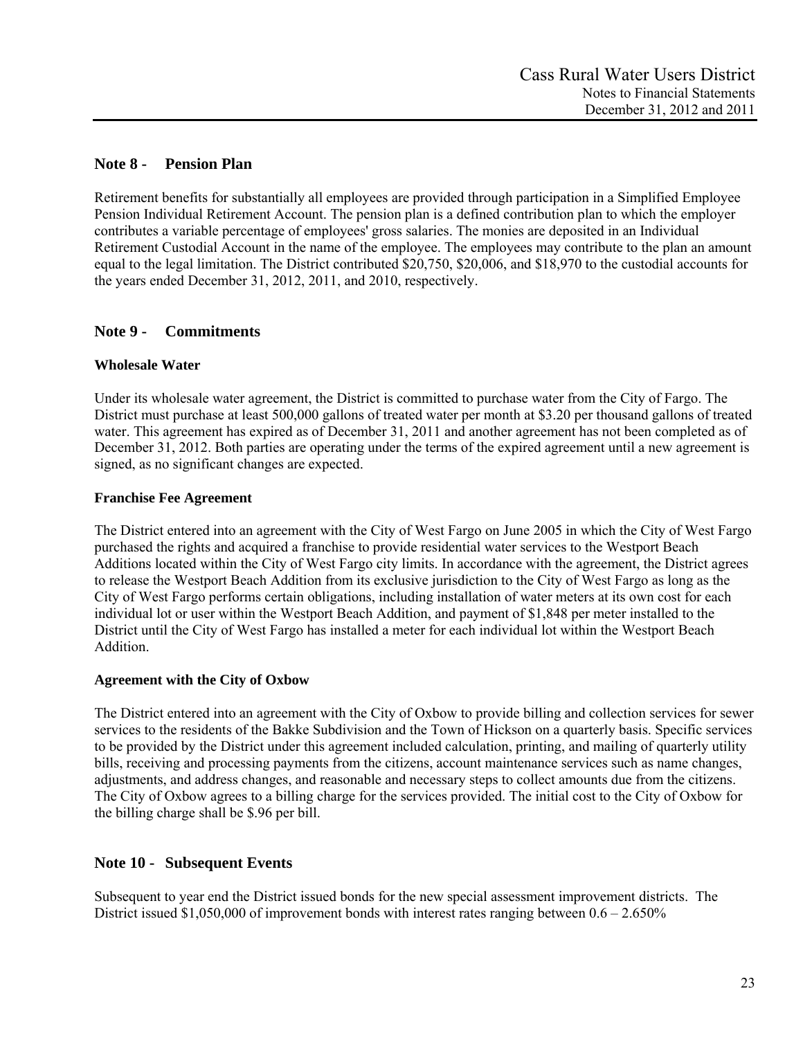## Note 8 - Pension Plan

Retirement benefits for substantially all employees are provided through participation in a Simplified Employee Pension Individual Retirement Account. The pension plan is a defined contribution plan to which the employer contributes a variable percentage of employees' gross salaries. The monies are deposited in an Individual Retirement Custodial Account in the name of the employee. The employees may contribute to the plan an amount equal to the legal limitation. The District contributed $20,750, $20,006, and $18,970 to the custodial accounts for the years ended December 31, 2012, 2011, and 2010, respectively.

## Note 9 - Commitments

### Wholesale Water

Under its wholesale water agreement, the District is committed to purchase water from the City of Fargo. The District must purchase at least 500,000 gallons of treated water per month at $3.20 per thousand gallons of treated water. This agreement has expired as of December 31, 2011 and another agreement has not been completed as of December 31, 2012. Both parties are operating under the terms of the expired agreement until a new agreement is signed, as no significant changes are expected.

### Franchise Fee Agreement

The District entered into an agreement with the City of West Fargo on June 2005 in which the City of West Fargo purchased the rights and acquired a franchise to provide residential water services to the Westport Beach Additions located within the City of West Fargo city limits. In accordance with the agreement, the District agrees to release the Westport Beach Addition from its exclusive jurisdiction to the City of West Fargo as long as the City of West Fargo performs certain obligations, including installation of water meters at its own cost for each individual lot or user within the Westport Beach Addition, and payment of $1,848 per meter installed to the District until the City of West Fargo has installed a meter for each individual lot within the Westport Beach Addition.

### Agreement with the City of Oxbow

The District entered into an agreement with the City of Oxbow to provide billing and collection services for sewer services to the residents of the Bakke Subdivision and the Town of Hickson on a quarterly basis. Specific services to be provided by the District under this agreement included calculation, printing, and mailing of quarterly utility bills, receiving and processing payments from the citizens, account maintenance services such as name changes, adjustments, and address changes, and reasonable and necessary steps to collect amounts due from the citizens. The City of Oxbow agrees to a billing charge for the services provided. The initial cost to the City of Oxbow for the billing charge shall be $.96 per bill.

## Note 10 - Subsequent Events

Subsequent to year end the District issued bonds for the new special assessment improvement districts. The District issued $1,050,000 of improvement bonds with interest rates ranging between 0.6 – 2.650%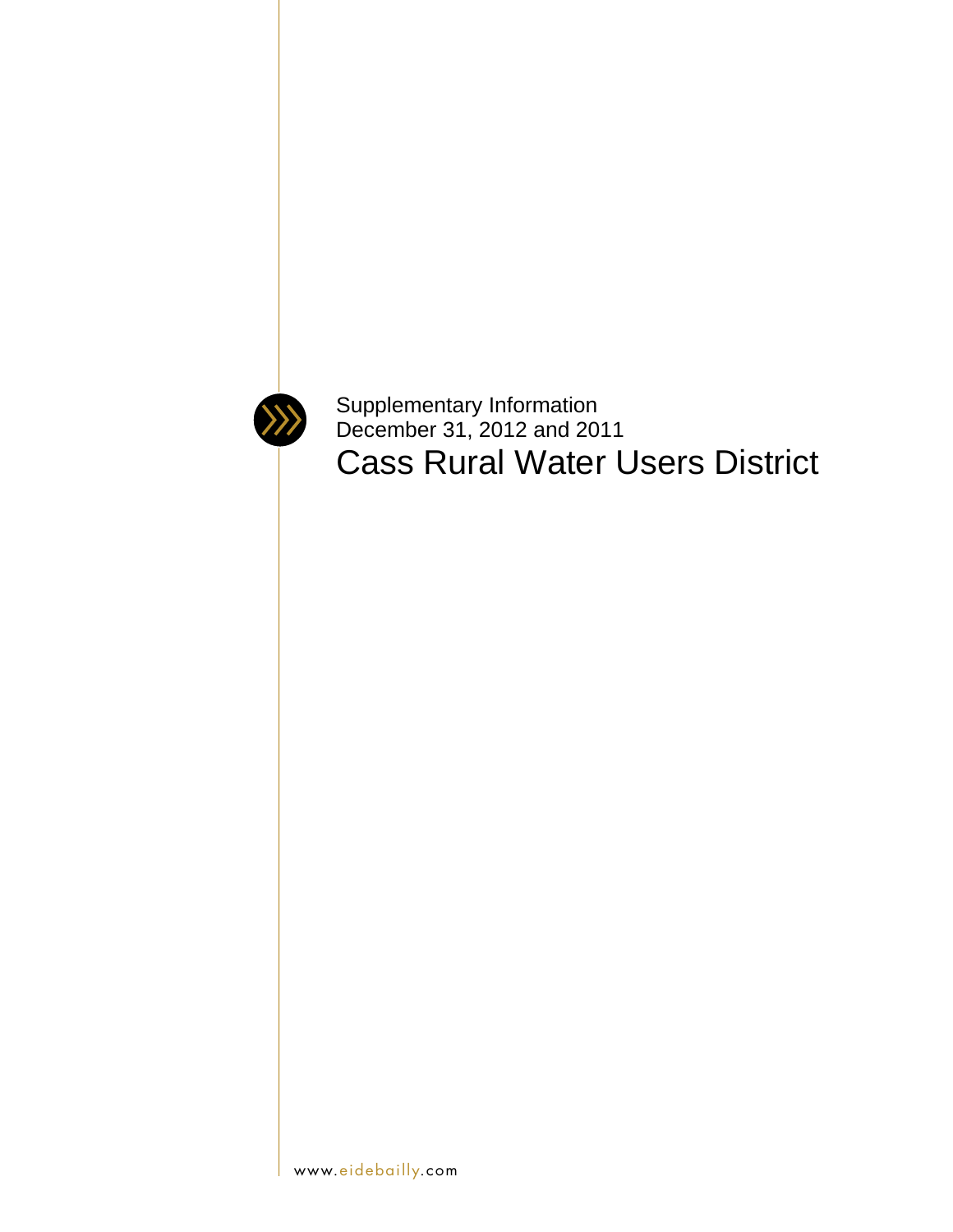Supplementary Information
December 31, 2012 and 2011

# Cass Rural Water Users District

www.eidebailly.com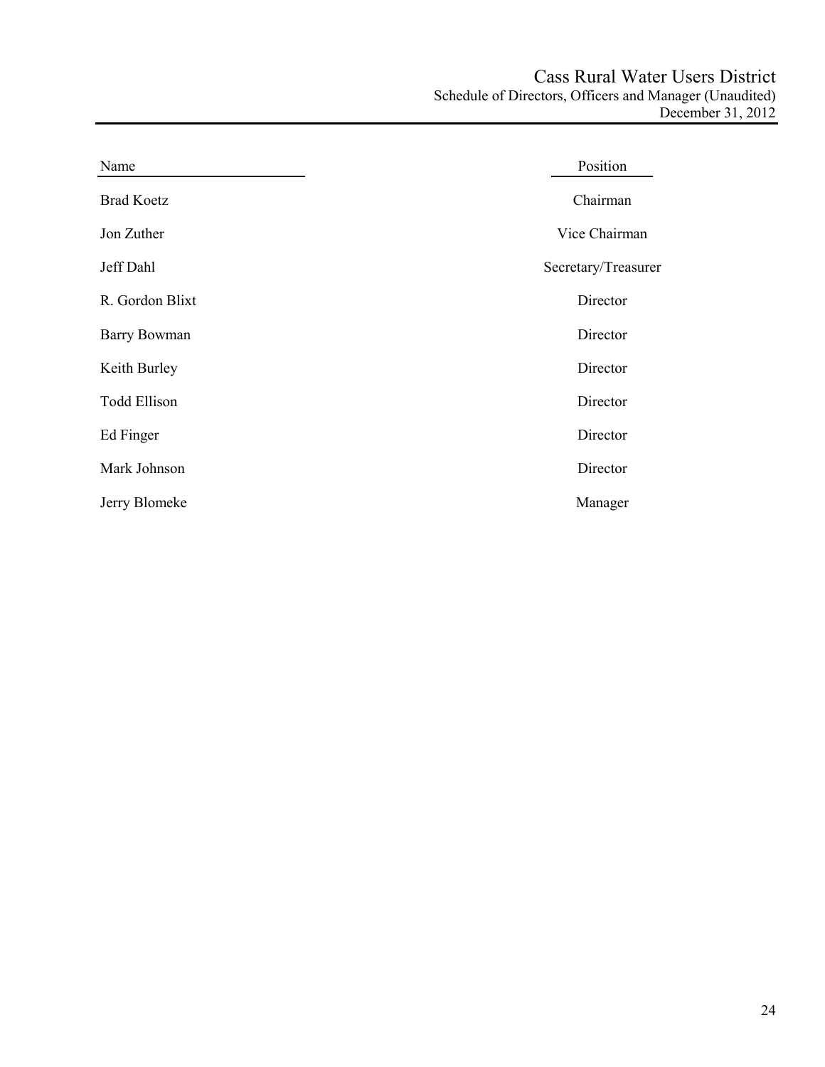# Cass Rural Water Users District

## Schedule of Directors, Officers and Manager (Unaudited)

December 31, 2012

| Name | Position |
| --- | --- |
| Brad Koetz | Chairman |
| Jon Zuther | Vice Chairman |
| Jeff Dahl | Secretary/Treasurer |
| R. Gordon Blixt | Director |
| Barry Bowman | Director |
| Keith Burley | Director |
| Todd Ellison | Director |
| Ed Finger | Director |
| Mark Johnson | Director |
| Jerry Blomeke | Manager |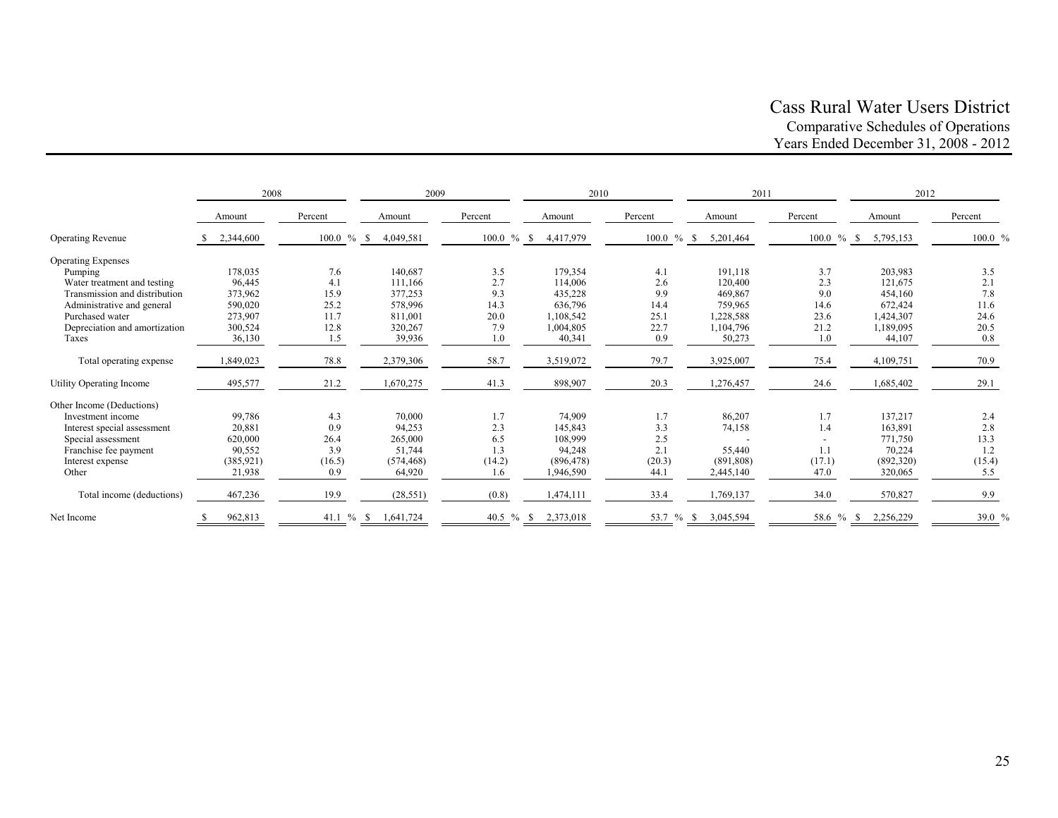# Cass Rural Water Users District

## Comparative Schedules of Operations

## Years Ended December 31, 2008 - 2012

| | 2008 | | 2009 | | 2010 | | 2011 | | 2012 | |
|---|---|---|---|---|---|---|---|---|---|---|
| | Amount | Percent | Amount | Percent | Amount | Percent | Amount | Percent | Amount | Percent |
| Operating Revenue | $ 2,344,600 | 100.0 % | $ 4,049,581 | 100.0 % | $ 4,417,979 | 100.0 % | $ 5,201,464 | 100.0 % | $ 5,795,153 | 100.0 % |
| Operating Expenses | | | | | | | | | | |
| Pumping | 178,035 | 7.6 | 140,687 | 3.5 | 179,354 | 4.1 | 191,118 | 3.7 | 203,983 | 3.5 |
| Water treatment and testing | 96,445 | 4.1 | 111,166 | 2.7 | 114,006 | 2.6 | 120,400 | 2.3 | 121,675 | 2.1 |
| Transmission and distribution | 373,962 | 15.9 | 377,253 | 9.3 | 435,228 | 9.9 | 469,867 | 9.0 | 454,160 | 7.8 |
| Administrative and general | 590,020 | 25.2 | 578,996 | 14.3 | 636,796 | 14.4 | 759,965 | 14.6 | 672,424 | 11.6 |
| Purchased water | 273,907 | 11.7 | 811,001 | 20.0 | 1,108,542 | 25.1 | 1,228,588 | 23.6 | 1,424,307 | 24.6 |
| Depreciation and amortization | 300,524 | 12.8 | 320,267 | 7.9 | 1,004,805 | 22.7 | 1,104,796 | 21.2 | 1,189,095 | 20.5 |
| Taxes | 36,130 | 1.5 | 39,936 | 1.0 | 40,341 | 0.9 | 50,273 | 1.0 | 44,107 | 0.8 |
| Total operating expense | 1,849,023 | 78.8 | 2,379,306 | 58.7 | 3,519,072 | 79.7 | 3,925,007 | 75.4 | 4,109,751 | 70.9 |
| Utility Operating Income | 495,577 | 21.2 | 1,670,275 | 41.3 | 898,907 | 20.3 | 1,276,457 | 24.6 | 1,685,402 | 29.1 |
| Other Income (Deductions) | | | | | | | | | | |
| Investment income | 99,786 | 4.3 | 70,000 | 1.7 | 74,909 | 1.7 | 86,207 | 1.7 | 137,217 | 2.4 |
| Interest special assessment | 20,881 | 0.9 | 94,253 | 2.3 | 145,843 | 3.3 | 74,158 | 1.4 | 163,891 | 2.8 |
| Special assessment | 620,000 | 26.4 | 265,000 | 6.5 | 108,999 | 2.5 | - | - | 771,750 | 13.3 |
| Franchise fee payment | 90,552 | 3.9 | 51,744 | 1.3 | 94,248 | 2.1 | 55,440 | 1.1 | 70,224 | 1.2 |
| Interest expense | (385,921) | (16.5) | (574,468) | (14.2) | (896,478) | (20.3) | (891,808) | (17.1) | (892,320) | (15.4) |
| Other | 21,938 | 0.9 | 64,920 | 1.6 | 1,946,590 | 44.1 | 2,445,140 | 47.0 | 320,065 | 5.5 |
| Total income (deductions) | 467,236 | 19.9 | (28,551) | (0.8) | 1,474,111 | 33.4 | 1,769,137 | 34.0 | 570,827 | 9.9 |
| Net Income | $ 962,813 | 41.1 % | $ 1,641,724 | 40.5 % | $ 2,373,018 | 53.7 % | $ 3,045,594 | 58.6 % | $ 2,256,229 | 39.0 % |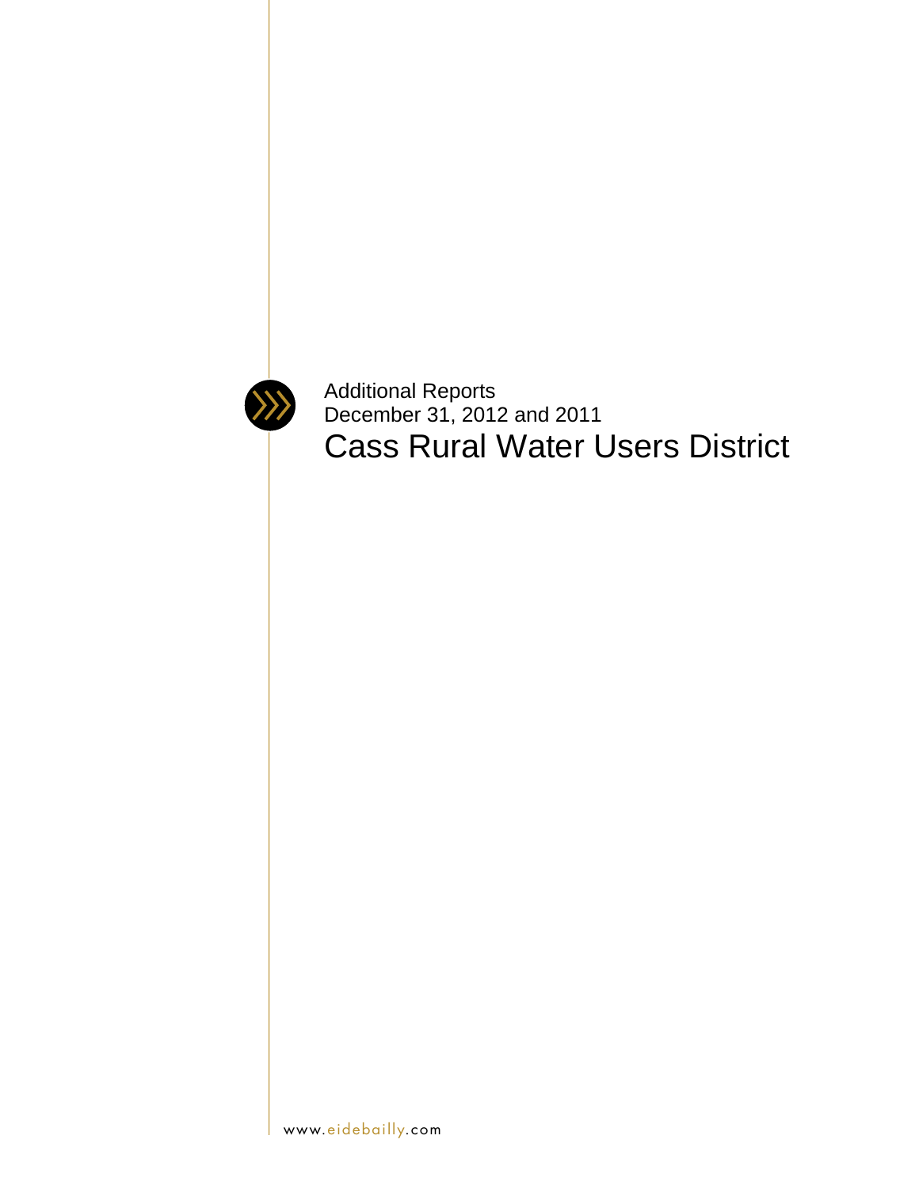Additional Reports
December 31, 2012 and 2011

# Cass Rural Water Users District

www.eidebailly.com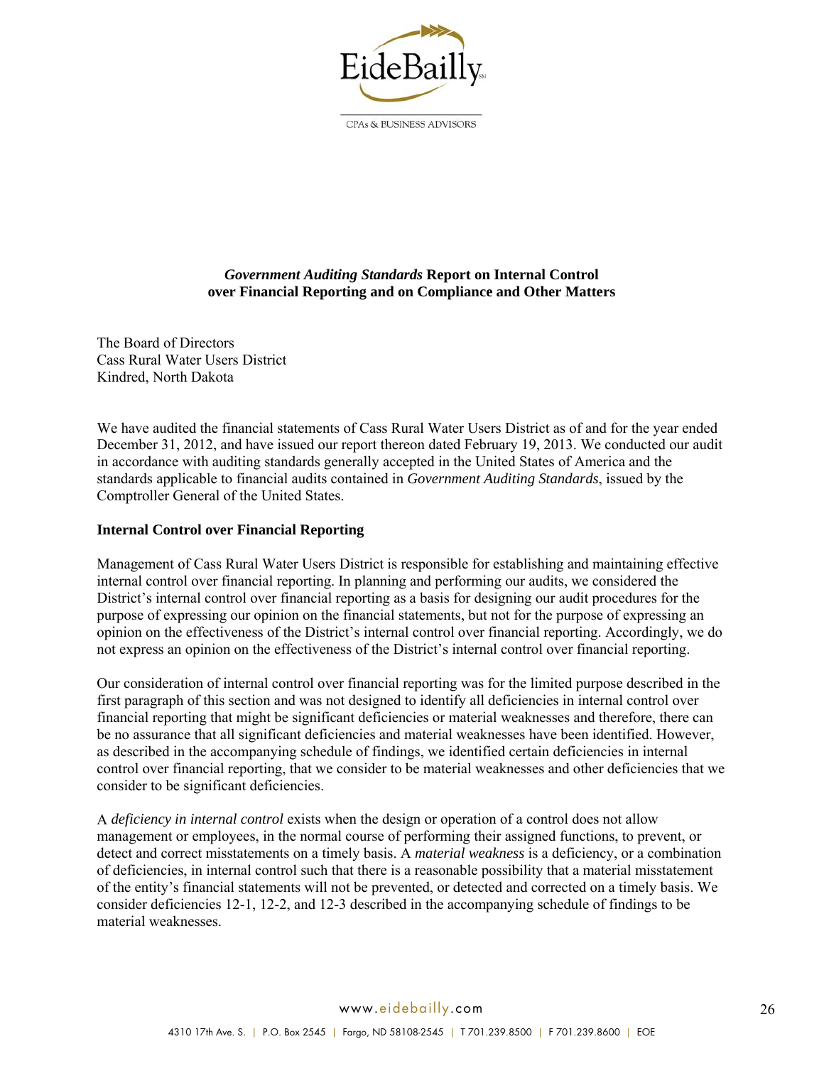# *Government Auditing Standards* Report on Internal Control over Financial Reporting and on Compliance and Other Matters

The Board of Directors
Cass Rural Water Users District
Kindred, North Dakota

We have audited the financial statements of Cass Rural Water Users District as of and for the year ended December 31, 2012, and have issued our report thereon dated February 19, 2013. We conducted our audit in accordance with auditing standards generally accepted in the United States of America and the standards applicable to financial audits contained in *Government Auditing Standards*, issued by the Comptroller General of the United States.

## Internal Control over Financial Reporting

Management of Cass Rural Water Users District is responsible for establishing and maintaining effective internal control over financial reporting. In planning and performing our audits, we considered the District's internal control over financial reporting as a basis for designing our audit procedures for the purpose of expressing our opinion on the financial statements, but not for the purpose of expressing an opinion on the effectiveness of the District's internal control over financial reporting. Accordingly, we do not express an opinion on the effectiveness of the District's internal control over financial reporting.

Our consideration of internal control over financial reporting was for the limited purpose described in the first paragraph of this section and was not designed to identify all deficiencies in internal control over financial reporting that might be significant deficiencies or material weaknesses and therefore, there can be no assurance that all significant deficiencies and material weaknesses have been identified. However, as described in the accompanying schedule of findings, we identified certain deficiencies in internal control over financial reporting, that we consider to be material weaknesses and other deficiencies that we consider to be significant deficiencies.

A *deficiency in internal control* exists when the design or operation of a control does not allow management or employees, in the normal course of performing their assigned functions, to prevent, or detect and correct misstatements on a timely basis. A *material weakness* is a deficiency, or a combination of deficiencies, in internal control such that there is a reasonable possibility that a material misstatement of the entity's financial statements will not be prevented, or detected and corrected on a timely basis. We consider deficiencies 12-1, 12-2, and 12-3 described in the accompanying schedule of findings to be material weaknesses.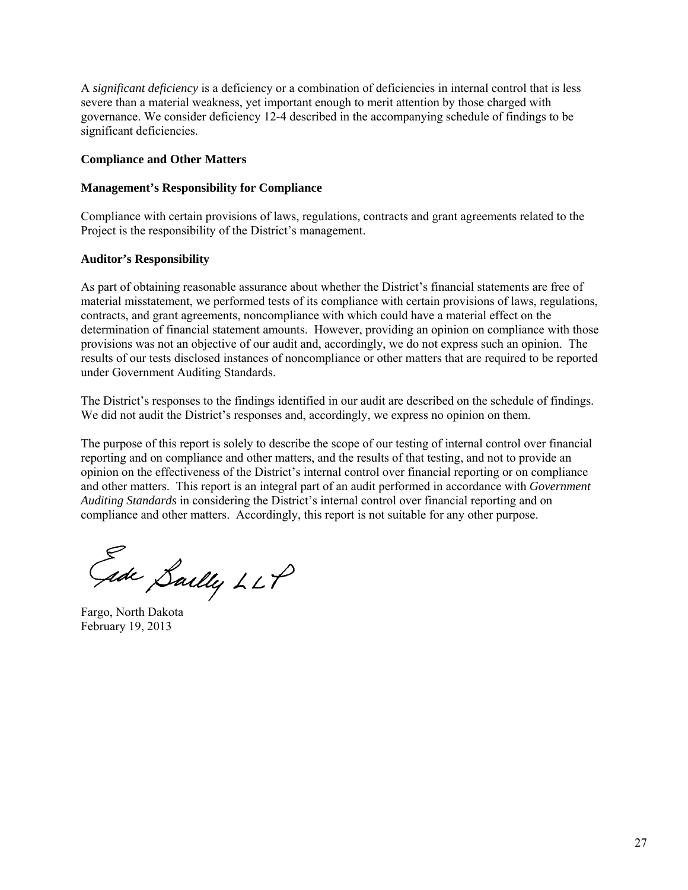A *significant deficiency* is a deficiency or a combination of deficiencies in internal control that is less severe than a material weakness, yet important enough to merit attention by those charged with governance. We consider deficiency 12-4 described in the accompanying schedule of findings to be significant deficiencies.

**Compliance and Other Matters**

**Management's Responsibility for Compliance**

Compliance with certain provisions of laws, regulations, contracts and grant agreements related to the Project is the responsibility of the District's management.

**Auditor's Responsibility**

As part of obtaining reasonable assurance about whether the District's financial statements are free of material misstatement, we performed tests of its compliance with certain provisions of laws, regulations, contracts, and grant agreements, noncompliance with which could have a material effect on the determination of financial statement amounts. However, providing an opinion on compliance with those provisions was not an objective of our audit and, accordingly, we do not express such an opinion. The results of our tests disclosed instances of noncompliance or other matters that are required to be reported under Government Auditing Standards.

The District's responses to the findings identified in our audit are described on the schedule of findings. We did not audit the District's responses and, accordingly, we express no opinion on them.

The purpose of this report is solely to describe the scope of our testing of internal control over financial reporting and on compliance and other matters, and the results of that testing, and not to provide an opinion on the effectiveness of the District's internal control over financial reporting or on compliance and other matters. This report is an integral part of an audit performed in accordance with *Government Auditing Standards* in considering the District's internal control over financial reporting and on compliance and other matters. Accordingly, this report is not suitable for any other purpose.

Eide Bailly LLP

Fargo, North Dakota
February 19, 2013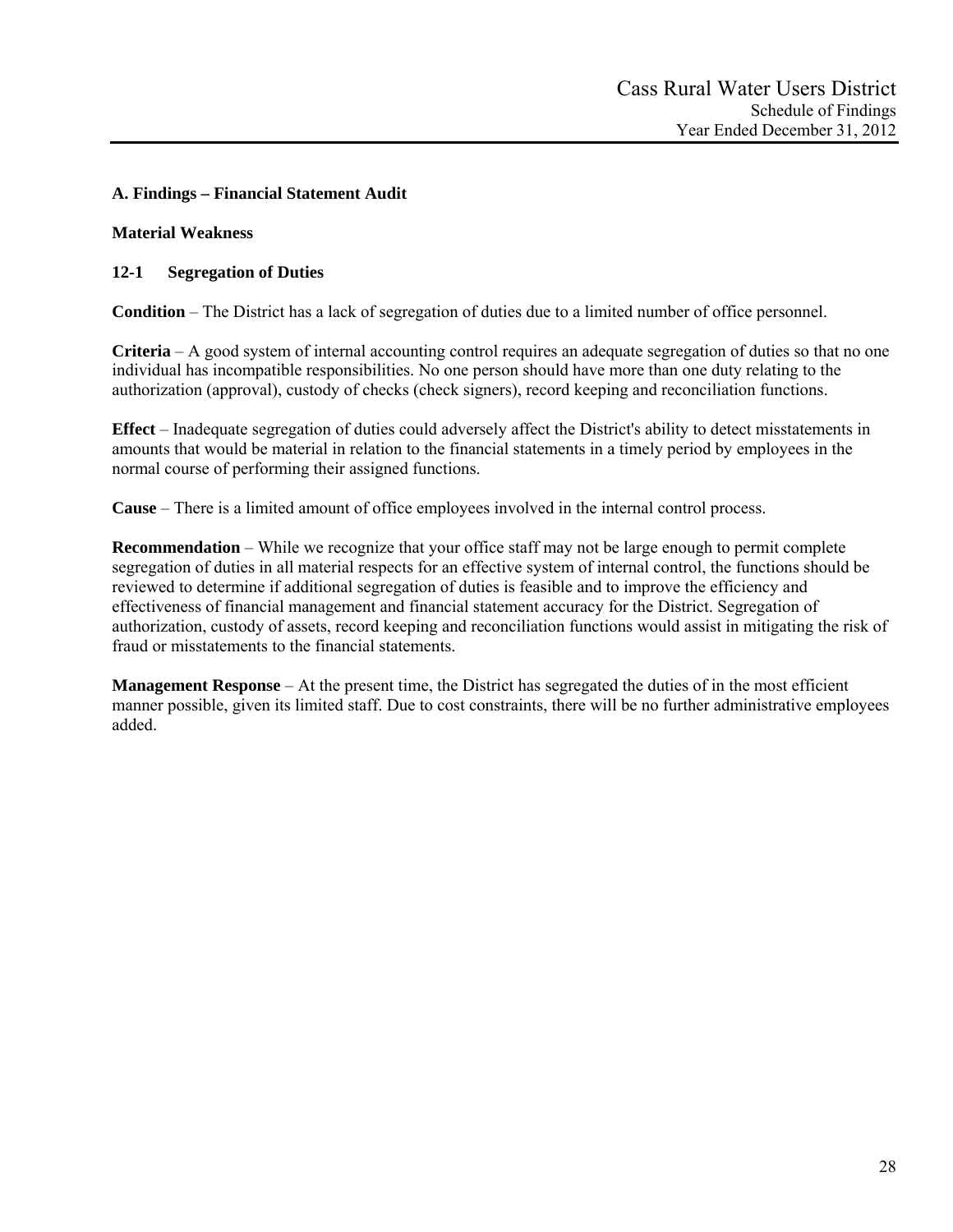Cass Rural Water Users District
Schedule of Findings
Year Ended December 31, 2012

### A. Findings – Financial Statement Audit

**Material Weakness**

**12-1 Segregation of Duties**

**Condition** – The District has a lack of segregation of duties due to a limited number of office personnel.

**Criteria** – A good system of internal accounting control requires an adequate segregation of duties so that no one individual has incompatible responsibilities. No one person should have more than one duty relating to the authorization (approval), custody of checks (check signers), record keeping and reconciliation functions.

**Effect** – Inadequate segregation of duties could adversely affect the District's ability to detect misstatements in amounts that would be material in relation to the financial statements in a timely period by employees in the normal course of performing their assigned functions.

**Cause** – There is a limited amount of office employees involved in the internal control process.

**Recommendation** – While we recognize that your office staff may not be large enough to permit complete segregation of duties in all material respects for an effective system of internal control, the functions should be reviewed to determine if additional segregation of duties is feasible and to improve the efficiency and effectiveness of financial management and financial statement accuracy for the District. Segregation of authorization, custody of assets, record keeping and reconciliation functions would assist in mitigating the risk of fraud or misstatements to the financial statements.

**Management Response** – At the present time, the District has segregated the duties of in the most efficient manner possible, given its limited staff. Due to cost constraints, there will be no further administrative employees added.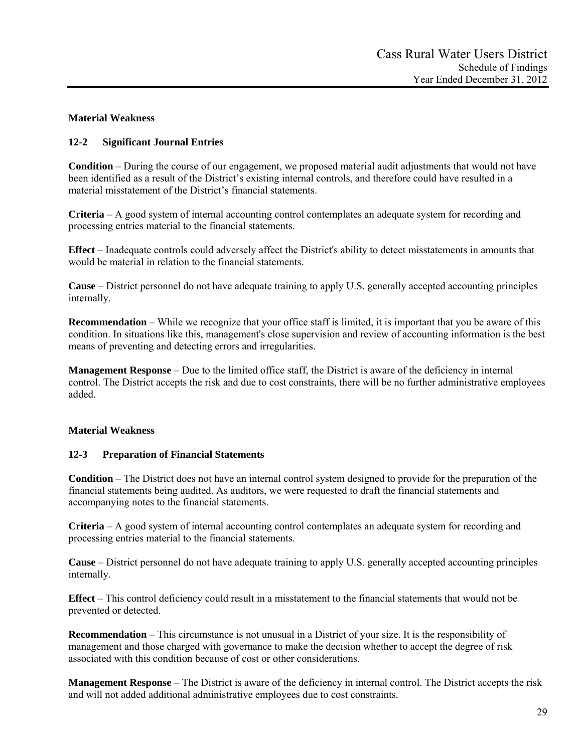**Material Weakness**

**12-2 Significant Journal Entries**

**Condition** – During the course of our engagement, we proposed material audit adjustments that would not have been identified as a result of the District's existing internal controls, and therefore could have resulted in a material misstatement of the District's financial statements.

**Criteria** – A good system of internal accounting control contemplates an adequate system for recording and processing entries material to the financial statements.

**Effect** – Inadequate controls could adversely affect the District's ability to detect misstatements in amounts that would be material in relation to the financial statements.

**Cause** – District personnel do not have adequate training to apply U.S. generally accepted accounting principles internally.

**Recommendation** – While we recognize that your office staff is limited, it is important that you be aware of this condition. In situations like this, management's close supervision and review of accounting information is the best means of preventing and detecting errors and irregularities.

**Management Response** – Due to the limited office staff, the District is aware of the deficiency in internal control. The District accepts the risk and due to cost constraints, there will be no further administrative employees added.

**Material Weakness**

**12-3 Preparation of Financial Statements**

**Condition** – The District does not have an internal control system designed to provide for the preparation of the financial statements being audited. As auditors, we were requested to draft the financial statements and accompanying notes to the financial statements.

**Criteria** – A good system of internal accounting control contemplates an adequate system for recording and processing entries material to the financial statements.

**Cause** – District personnel do not have adequate training to apply U.S. generally accepted accounting principles internally.

**Effect** – This control deficiency could result in a misstatement to the financial statements that would not be prevented or detected.

**Recommendation** – This circumstance is not unusual in a District of your size. It is the responsibility of management and those charged with governance to make the decision whether to accept the degree of risk associated with this condition because of cost or other considerations.

**Management Response** – The District is aware of the deficiency in internal control. The District accepts the risk and will not added additional administrative employees due to cost constraints.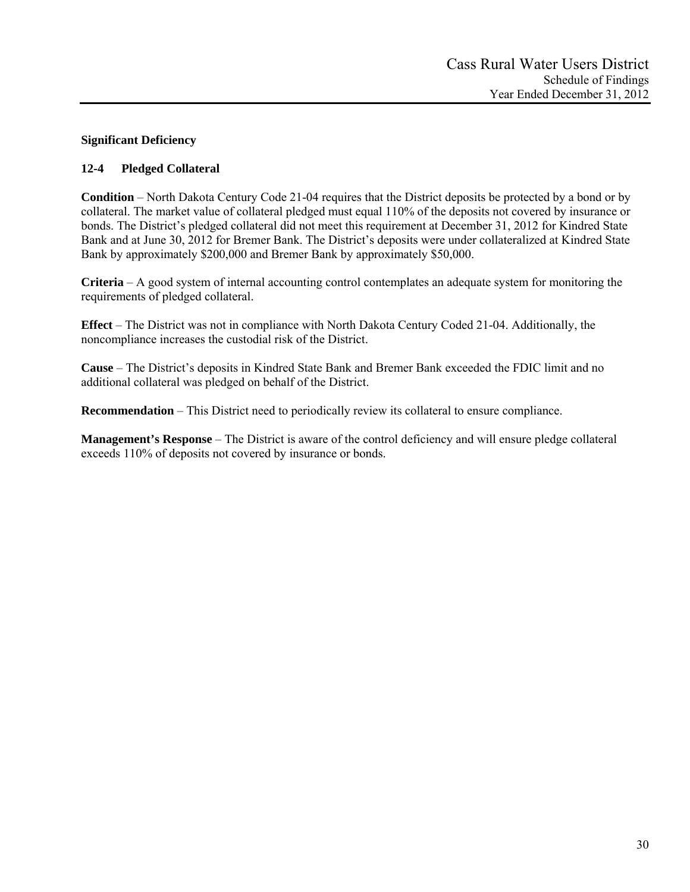## Significant Deficiency

### 12-4 Pledged Collateral

**Condition** – North Dakota Century Code 21-04 requires that the District deposits be protected by a bond or by collateral. The market value of collateral pledged must equal 110% of the deposits not covered by insurance or bonds. The District's pledged collateral did not meet this requirement at December 31, 2012 for Kindred State Bank and at June 30, 2012 for Bremer Bank. The District's deposits were under collateralized at Kindred State Bank by approximately $200,000 and Bremer Bank by approximately $50,000.

**Criteria** – A good system of internal accounting control contemplates an adequate system for monitoring the requirements of pledged collateral.

**Effect** – The District was not in compliance with North Dakota Century Coded 21-04. Additionally, the noncompliance increases the custodial risk of the District.

**Cause** – The District's deposits in Kindred State Bank and Bremer Bank exceeded the FDIC limit and no additional collateral was pledged on behalf of the District.

**Recommendation** – This District need to periodically review its collateral to ensure compliance.

**Management's Response** – The District is aware of the control deficiency and will ensure pledge collateral exceeds 110% of deposits not covered by insurance or bonds.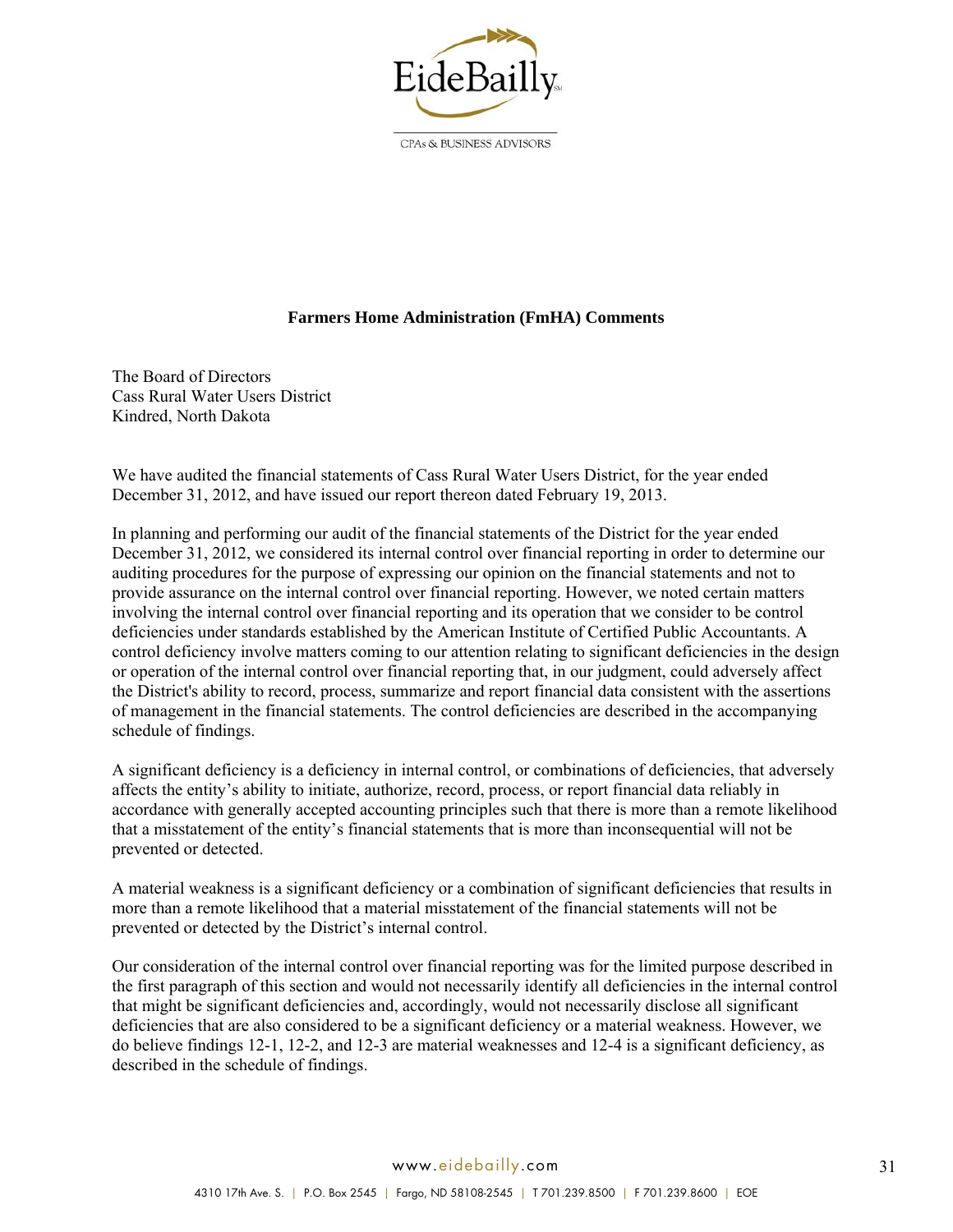# Farmers Home Administration (FmHA) Comments

The Board of Directors
Cass Rural Water Users District
Kindred, North Dakota

We have audited the financial statements of Cass Rural Water Users District, for the year ended December 31, 2012, and have issued our report thereon dated February 19, 2013.

In planning and performing our audit of the financial statements of the District for the year ended December 31, 2012, we considered its internal control over financial reporting in order to determine our auditing procedures for the purpose of expressing our opinion on the financial statements and not to provide assurance on the internal control over financial reporting. However, we noted certain matters involving the internal control over financial reporting and its operation that we consider to be control deficiencies under standards established by the American Institute of Certified Public Accountants. A control deficiency involve matters coming to our attention relating to significant deficiencies in the design or operation of the internal control over financial reporting that, in our judgment, could adversely affect the District's ability to record, process, summarize and report financial data consistent with the assertions of management in the financial statements. The control deficiencies are described in the accompanying schedule of findings.

A significant deficiency is a deficiency in internal control, or combinations of deficiencies, that adversely affects the entity's ability to initiate, authorize, record, process, or report financial data reliably in accordance with generally accepted accounting principles such that there is more than a remote likelihood that a misstatement of the entity's financial statements that is more than inconsequential will not be prevented or detected.

A material weakness is a significant deficiency or a combination of significant deficiencies that results in more than a remote likelihood that a material misstatement of the financial statements will not be prevented or detected by the District's internal control.

Our consideration of the internal control over financial reporting was for the limited purpose described in the first paragraph of this section and would not necessarily identify all deficiencies in the internal control that might be significant deficiencies and, accordingly, would not necessarily disclose all significant deficiencies that are also considered to be a significant deficiency or a material weakness. However, we do believe findings 12-1, 12-2, and 12-3 are material weaknesses and 12-4 is a significant deficiency, as described in the schedule of findings.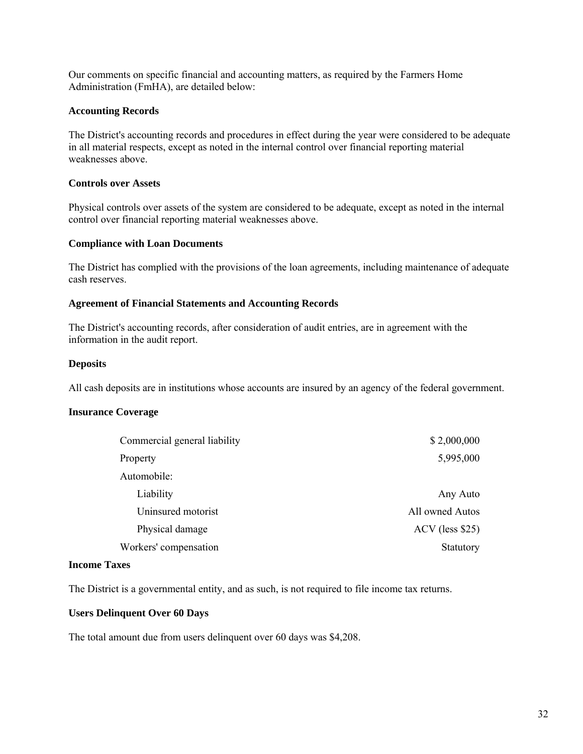Our comments on specific financial and accounting matters, as required by the Farmers Home Administration (FmHA), are detailed below:

**Accounting Records**

The District's accounting records and procedures in effect during the year were considered to be adequate in all material respects, except as noted in the internal control over financial reporting material weaknesses above.

**Controls over Assets**

Physical controls over assets of the system are considered to be adequate, except as noted in the internal control over financial reporting material weaknesses above.

**Compliance with Loan Documents**

The District has complied with the provisions of the loan agreements, including maintenance of adequate cash reserves.

**Agreement of Financial Statements and Accounting Records**

The District's accounting records, after consideration of audit entries, are in agreement with the information in the audit report.

**Deposits**

All cash deposits are in institutions whose accounts are insured by an agency of the federal government.

**Insurance Coverage**

| | |
|---|---|
| Commercial general liability | $ 2,000,000 |
| Property | 5,995,000 |
| Automobile: | |
| Liability | Any Auto |
| Uninsured motorist | All owned Autos |
| Physical damage | ACV (less $25) |
| Workers' compensation | Statutory |

**Income Taxes**

The District is a governmental entity, and as such, is not required to file income tax returns.

**Users Delinquent Over 60 Days**

The total amount due from users delinquent over 60 days was $4,208.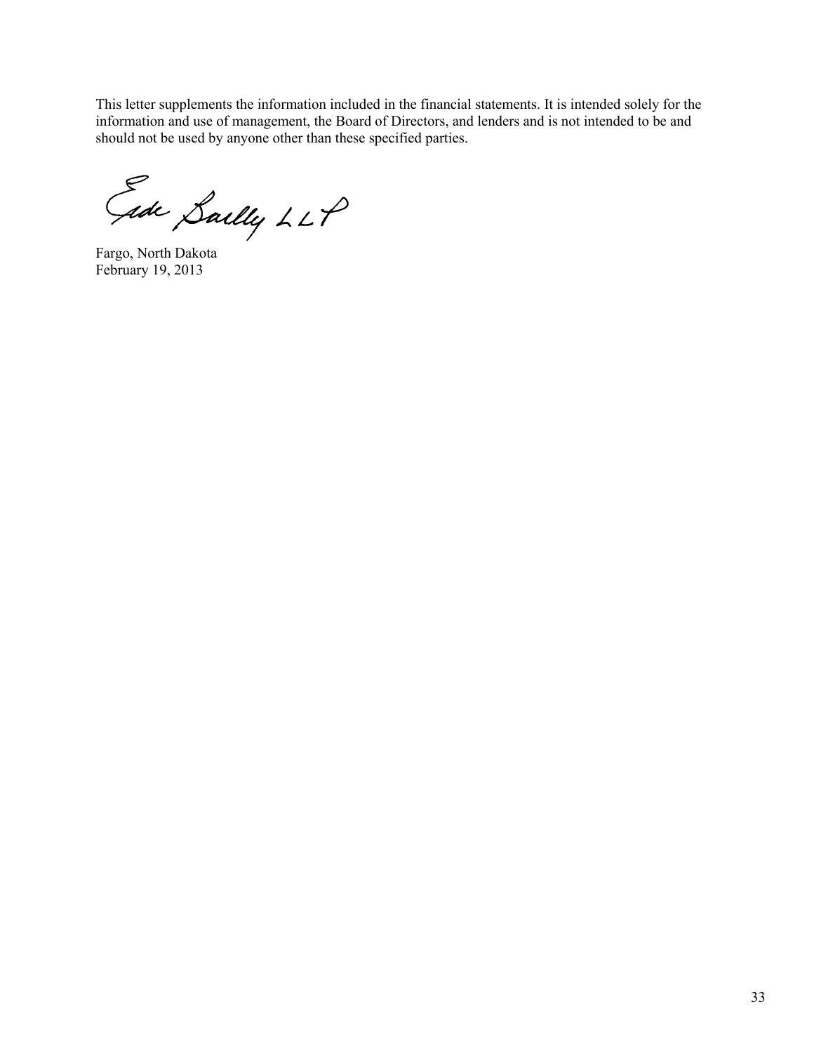This letter supplements the information included in the financial statements. It is intended solely for the information and use of management, the Board of Directors, and lenders and is not intended to be and should not be used by anyone other than these specified parties.

Eide Bailly LLP

Fargo, North Dakota
February 19, 2013